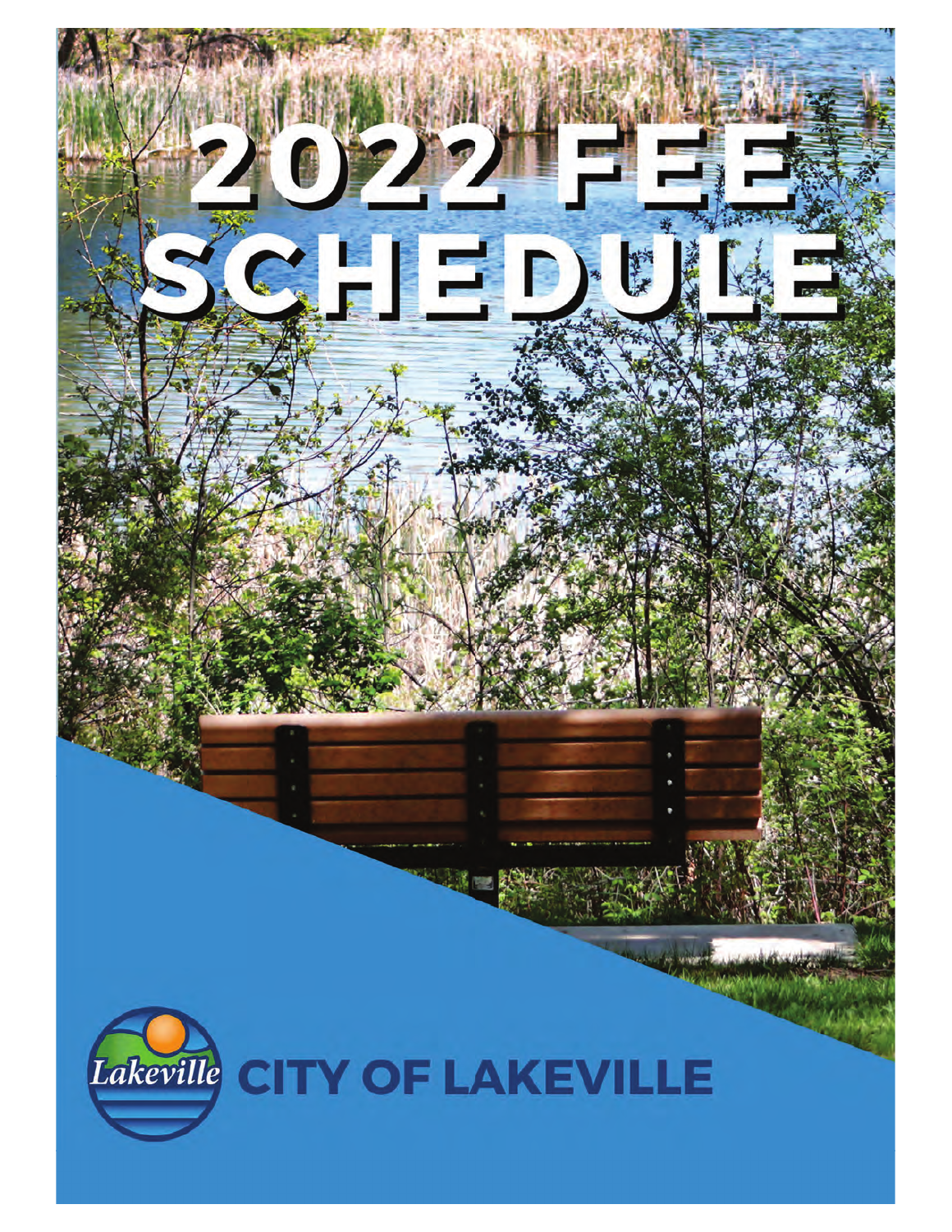# 2022 FEE SCHEDULE

Lakeville

CITY OF LAKEVILLE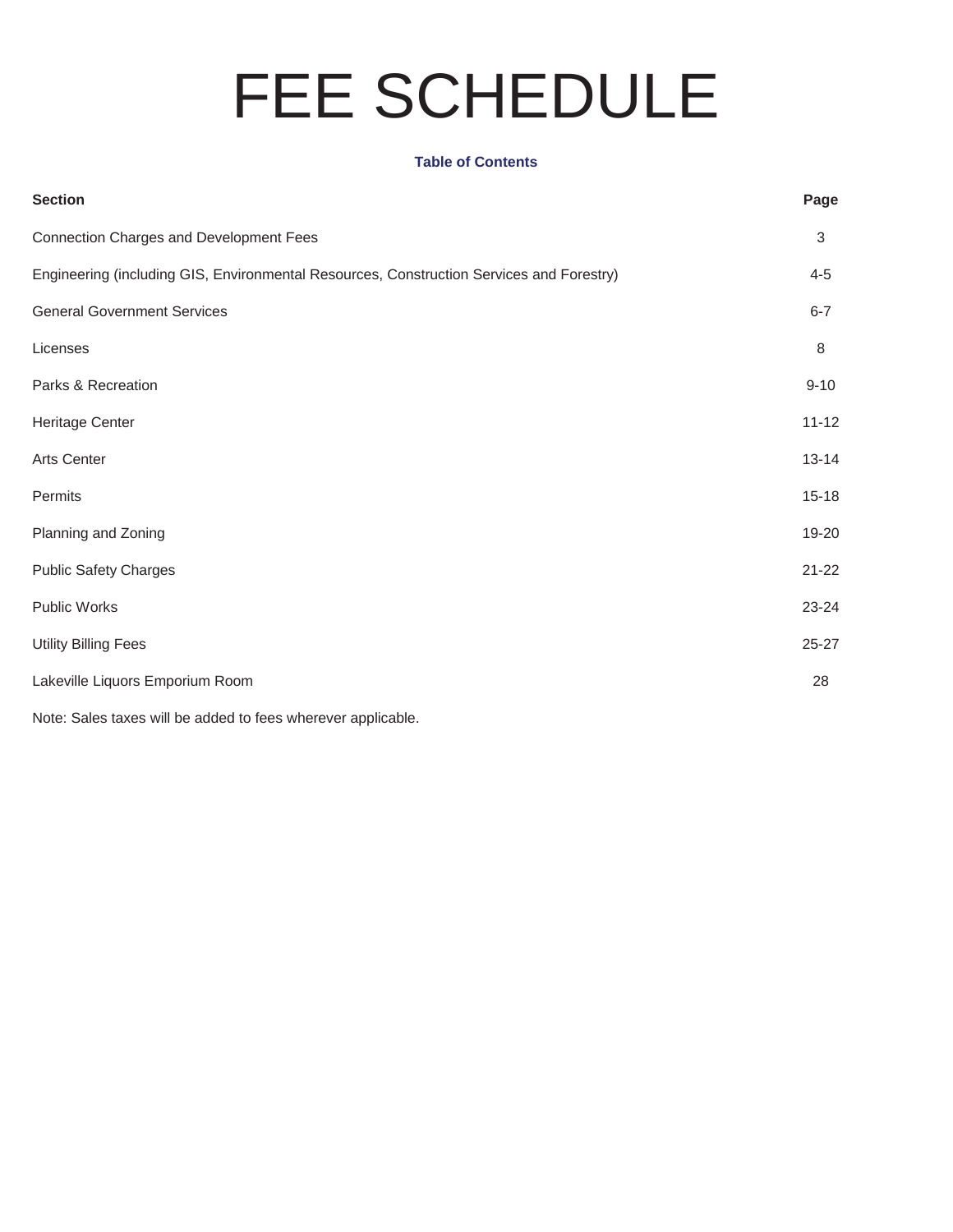# FEE SCHEDULE

**Table of Contents**

| Section | Page |
|---|---|
| Connection Charges and Development Fees | 3 |
| Engineering (including GIS, Environmental Resources, Construction Services and Forestry) | 4-5 |
| General Government Services | 6-7 |
| Licenses | 8 |
| Parks & Recreation | 9-10 |
| Heritage Center | 11-12 |
| Arts Center | 13-14 |
| Permits | 15-18 |
| Planning and Zoning | 19-20 |
| Public Safety Charges | 21-22 |
| Public Works | 23-24 |
| Utility Billing Fees | 25-27 |
| Lakeville Liquors Emporium Room | 28 |

Note: Sales taxes will be added to fees wherever applicable.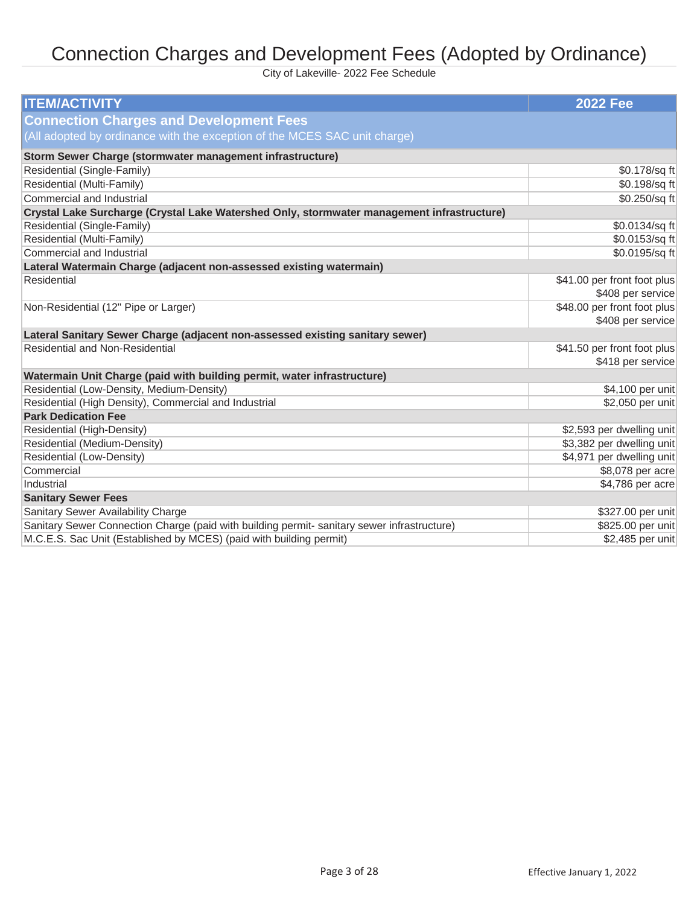# Connection Charges and Development Fees (Adopted by Ordinance)

City of Lakeville- 2022 Fee Schedule

| ITEM/ACTIVITY | 2022 Fee |
|---|---|
| **Connection Charges and Development Fees** (All adopted by ordinance with the exception of the MCES SAC unit charge) | |
| **Storm Sewer Charge (stormwater management infrastructure)** | |
| Residential (Single-Family) | $0.178/sq ft |
| Residential (Multi-Family) | $0.198/sq ft |
| Commercial and Industrial | $0.250/sq ft |
| **Crystal Lake Surcharge (Crystal Lake Watershed Only, stormwater management infrastructure)** | |
| Residential (Single-Family) | $0.0134/sq ft |
| Residential (Multi-Family) | $0.0153/sq ft |
| Commercial and Industrial | $0.0195/sq ft |
| **Lateral Watermain Charge (adjacent non-assessed existing watermain)** | |
| Residential | $41.00 per front foot plus $408 per service |
| Non-Residential (12" Pipe or Larger) | $48.00 per front foot plus $408 per service |
| **Lateral Sanitary Sewer Charge (adjacent non-assessed existing sanitary sewer)** | |
| Residential and Non-Residential | $41.50 per front foot plus $418 per service |
| **Watermain Unit Charge (paid with building permit, water infrastructure)** | |
| Residential (Low-Density, Medium-Density) | $4,100 per unit |
| Residential (High Density), Commercial and Industrial | $2,050 per unit |
| **Park Dedication Fee** | |
| Residential (High-Density) | $2,593 per dwelling unit |
| Residential (Medium-Density) | $3,382 per dwelling unit |
| Residential (Low-Density) | $4,971 per dwelling unit |
| Commercial | $8,078 per acre |
| Industrial | $4,786 per acre |
| **Sanitary Sewer Fees** | |
| Sanitary Sewer Availability Charge | $327.00 per unit |
| Sanitary Sewer Connection Charge (paid with building permit- sanitary sewer infrastructure) | $825.00 per unit |
| M.C.E.S. Sac Unit (Established by MCES) (paid with building permit) | $2,485 per unit |

Effective January 1, 2022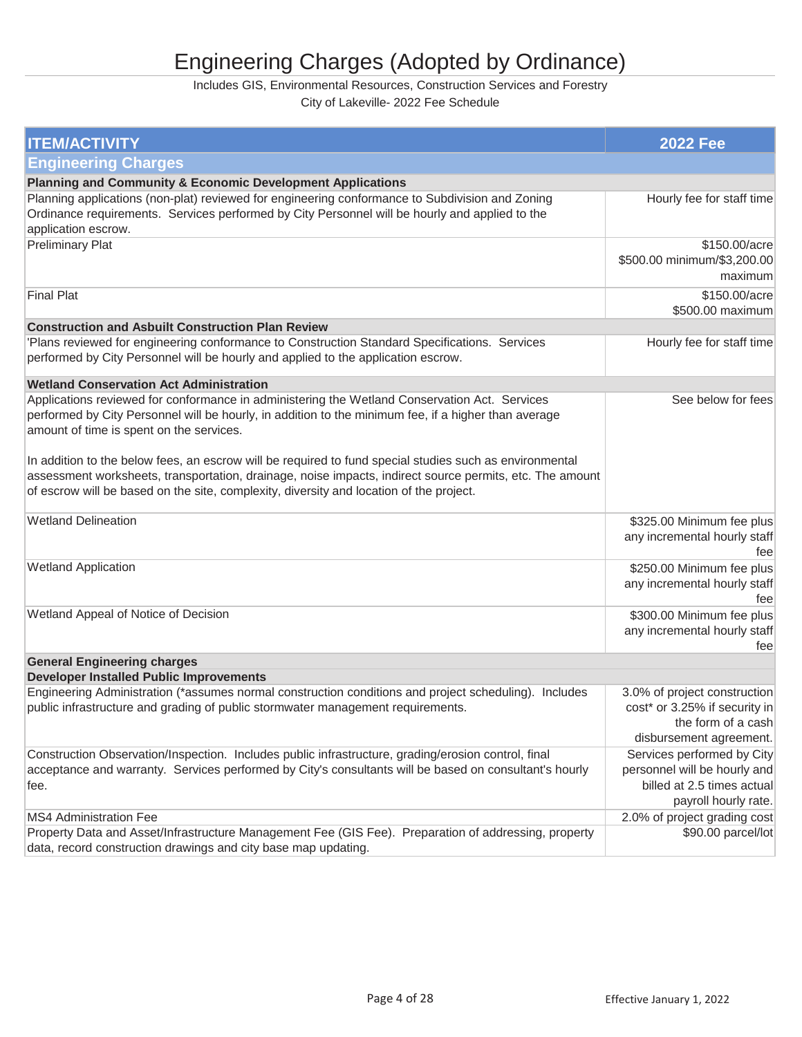# Engineering Charges (Adopted by Ordinance)

Includes GIS, Environmental Resources, Construction Services and Forestry
City of Lakeville- 2022 Fee Schedule

| ITEM/ACTIVITY | 2022 Fee |
|---|---|
| **Engineering Charges** | |
| **Planning and Community & Economic Development Applications** | |
| Planning applications (non-plat) reviewed for engineering conformance to Subdivision and Zoning Ordinance requirements. Services performed by City Personnel will be hourly and applied to the application escrow. | Hourly fee for staff time |
| Preliminary Plat | $150.00/acre $500.00 minimum/$3,200.00 maximum |
| Final Plat | $150.00/acre $500.00 maximum |
| **Construction and Asbuilt Construction Plan Review** | |
| 'Plans reviewed for engineering conformance to Construction Standard Specifications. Services performed by City Personnel will be hourly and applied to the application escrow. | Hourly fee for staff time |
| **Wetland Conservation Act Administration** | |
| Applications reviewed for conformance in administering the Wetland Conservation Act. Services performed by City Personnel will be hourly, in addition to the minimum fee, if a higher than average amount of time is spent on the services.<br><br>In addition to the below fees, an escrow will be required to fund special studies such as environmental assessment worksheets, transportation, drainage, noise impacts, indirect source permits, etc. The amount of escrow will be based on the site, complexity, diversity and location of the project. | See below for fees |
| Wetland Delineation | $325.00 Minimum fee plus any incremental hourly staff fee |
| Wetland Application | $250.00 Minimum fee plus any incremental hourly staff fee |
| Wetland Appeal of Notice of Decision | $300.00 Minimum fee plus any incremental hourly staff fee |
| **General Engineering charges** | |
| **Developer Installed Public Improvements** | |
| Engineering Administration (*assumes normal construction conditions and project scheduling). Includes public infrastructure and grading of public stormwater management requirements. | 3.0% of project construction cost* or 3.25% if security in the form of a cash disbursement agreement. |
| Construction Observation/Inspection. Includes public infrastructure, grading/erosion control, final acceptance and warranty. Services performed by City's consultants will be based on consultant's hourly fee. | Services performed by City personnel will be hourly and billed at 2.5 times actual payroll hourly rate. |
| MS4 Administration Fee | 2.0% of project grading cost |
| Property Data and Asset/Infrastructure Management Fee (GIS Fee). Preparation of addressing, property data, record construction drawings and city base map updating. | $90.00 parcel/lot |

Effective January 1, 2022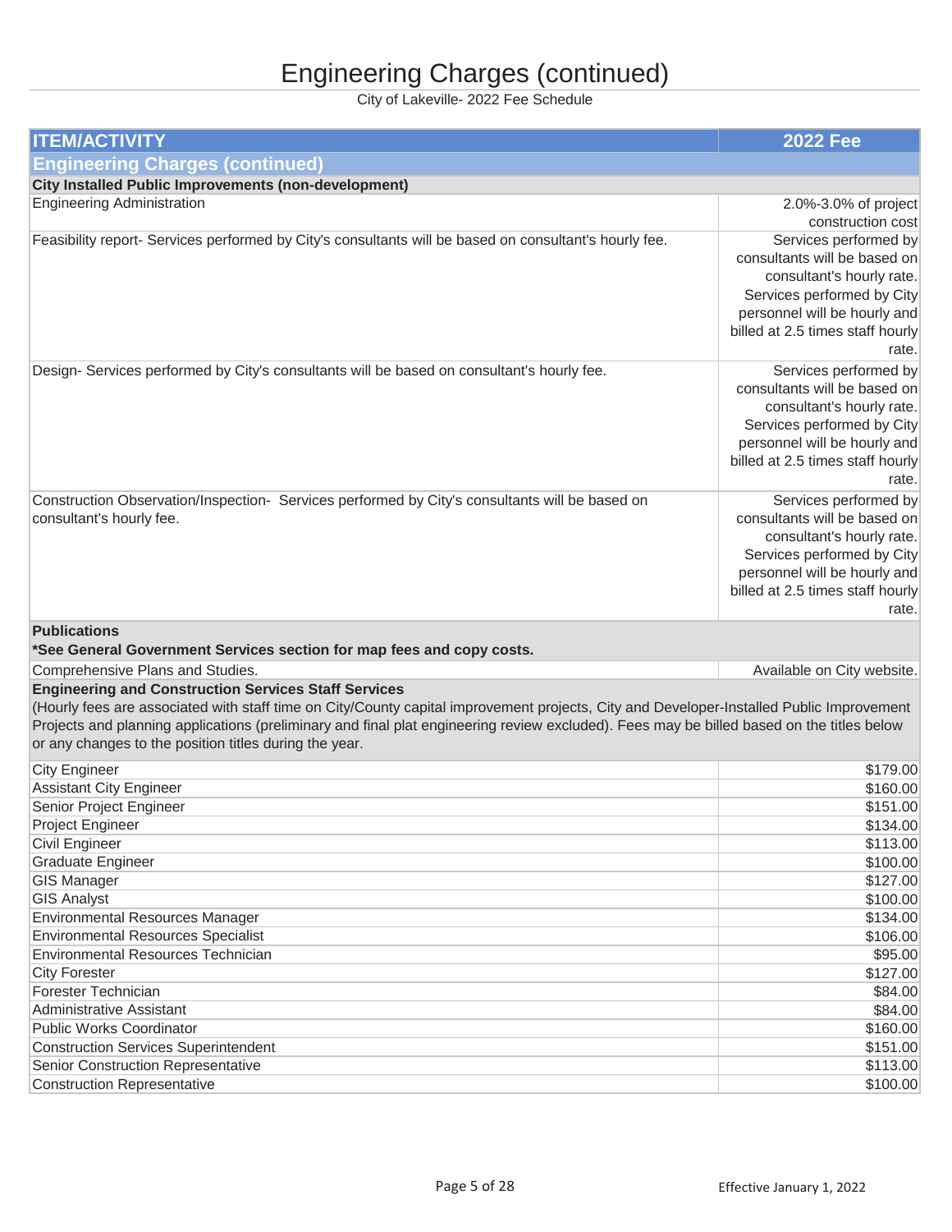// Engineering Charges (continued)

City of Lakeville- 2022 Fee Schedule

| ITEM/ACTIVITY | 2022 Fee |
|---|---|
| **Engineering Charges (continued)** | |
| **City Installed Public Improvements (non-development)** | |
| Engineering Administration | 2.0%-3.0% of project construction cost |
| Feasibility report- Services performed by City's consultants will be based on consultant's hourly fee. | Services performed by consultants will be based on consultant's hourly rate. Services performed by City personnel will be hourly and billed at 2.5 times staff hourly rate. |
| Design- Services performed by City's consultants will be based on consultant's hourly fee. | Services performed by consultants will be based on consultant's hourly rate. Services performed by City personnel will be hourly and billed at 2.5 times staff hourly rate. |
| Construction Observation/Inspection- Services performed by City's consultants will be based on consultant's hourly fee. | Services performed by consultants will be based on consultant's hourly rate. Services performed by City personnel will be hourly and billed at 2.5 times staff hourly rate. |
| **Publications** **\*See General Government Services section for map fees and copy costs.** | |
| Comprehensive Plans and Studies. | Available on City website. |
| **Engineering and Construction Services Staff Services** (Hourly fees are associated with staff time on City/County capital improvement projects, City and Developer-Installed Public Improvement Projects and planning applications (preliminary and final plat engineering review excluded). Fees may be billed based on the titles below or any changes to the position titles during the year. | |
| City Engineer | $179.00 |
| Assistant City Engineer | $160.00 |
| Senior Project Engineer | $151.00 |
| Project Engineer | $134.00 |
| Civil Engineer | $113.00 |
| Graduate Engineer | $100.00 |
| GIS Manager | $127.00 |
| GIS Analyst | $100.00 |
| Environmental Resources Manager | $134.00 |
| Environmental Resources Specialist | $106.00 |
| Environmental Resources Technician | $95.00 |
| City Forester | $127.00 |
| Forester Technician | $84.00 |
| Administrative Assistant | $84.00 |
| Public Works Coordinator | $160.00 |
| Construction Services Superintendent | $151.00 |
| Senior Construction Representative | $113.00 |
| Construction Representative | $100.00 |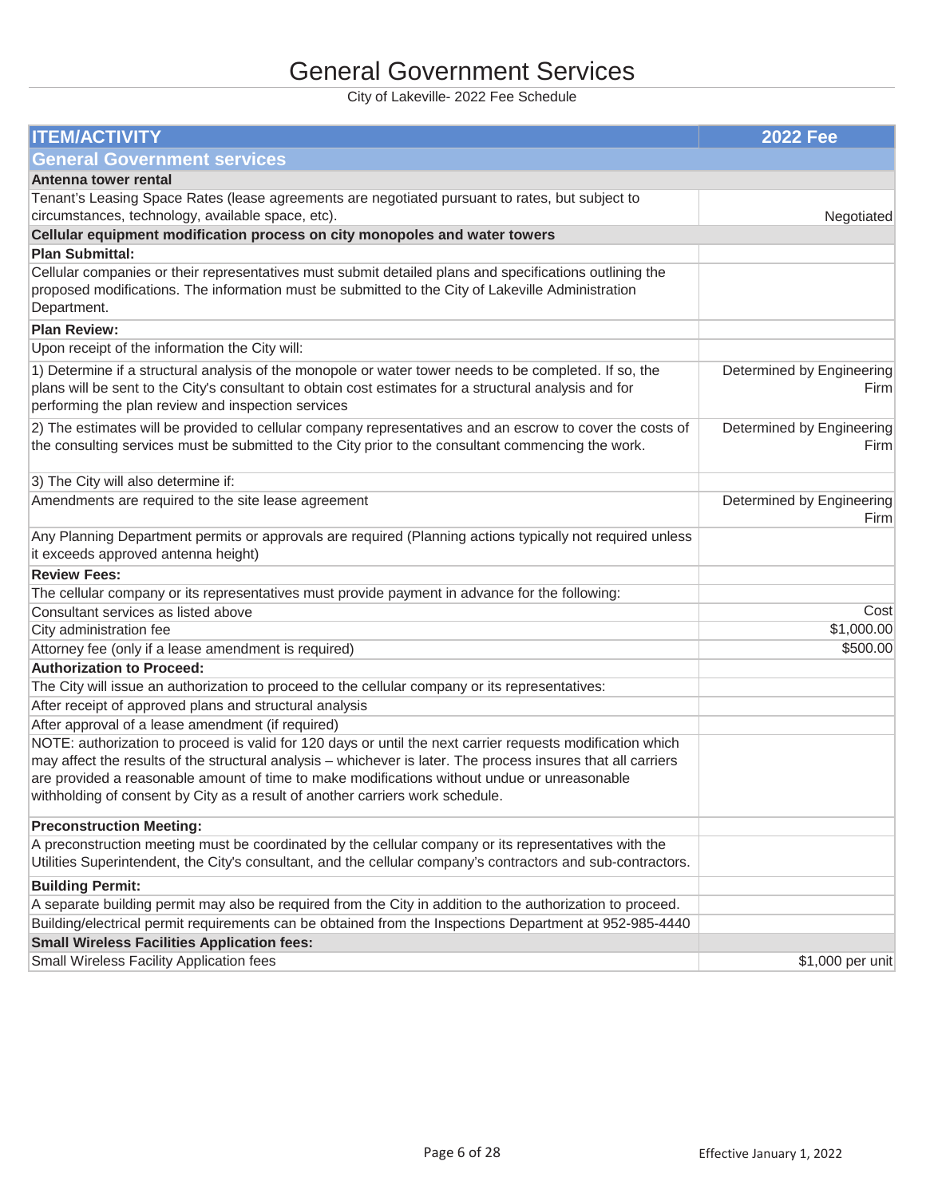# General Government Services

City of Lakeville- 2022 Fee Schedule

| ITEM/ACTIVITY | 2022 Fee |
|---|---|
| **General Government services** | |
| **Antenna tower rental** | |
| Tenant's Leasing Space Rates (lease agreements are negotiated pursuant to rates, but subject to circumstances, technology, available space, etc). | Negotiated |
| **Cellular equipment modification process on city monopoles and water towers** | |
| **Plan Submittal:** | |
| Cellular companies or their representatives must submit detailed plans and specifications outlining the proposed modifications. The information must be submitted to the City of Lakeville Administration Department. | |
| **Plan Review:** | |
| Upon receipt of the information the City will: | |
| 1) Determine if a structural analysis of the monopole or water tower needs to be completed. If so, the plans will be sent to the City's consultant to obtain cost estimates for a structural analysis and for performing the plan review and inspection services | Determined by Engineering Firm |
| 2) The estimates will be provided to cellular company representatives and an escrow to cover the costs of the consulting services must be submitted to the City prior to the consultant commencing the work. | Determined by Engineering Firm |
| 3) The City will also determine if: | |
| Amendments are required to the site lease agreement | Determined by Engineering Firm |
| Any Planning Department permits or approvals are required (Planning actions typically not required unless it exceeds approved antenna height) | |
| **Review Fees:** | |
| The cellular company or its representatives must provide payment in advance for the following: | |
| Consultant services as listed above | Cost |
| City administration fee | $1,000.00 |
| Attorney fee (only if a lease amendment is required) | $500.00 |
| **Authorization to Proceed:** | |
| The City will issue an authorization to proceed to the cellular company or its representatives: | |
| After receipt of approved plans and structural analysis | |
| After approval of a lease amendment (if required) | |
| NOTE: authorization to proceed is valid for 120 days or until the next carrier requests modification which may affect the results of the structural analysis – whichever is later. The process insures that all carriers are provided a reasonable amount of time to make modifications without undue or unreasonable withholding of consent by City as a result of another carriers work schedule. | |
| **Preconstruction Meeting:** | |
| A preconstruction meeting must be coordinated by the cellular company or its representatives with the Utilities Superintendent, the City's consultant, and the cellular company's contractors and sub-contractors. | |
| **Building Permit:** | |
| A separate building permit may also be required from the City in addition to the authorization to proceed. | |
| Building/electrical permit requirements can be obtained from the Inspections Department at 952-985-4440 | |
| **Small Wireless Facilities Application fees:** | |
| Small Wireless Facility Application fees | $1,000 per unit |

Effective January 1, 2022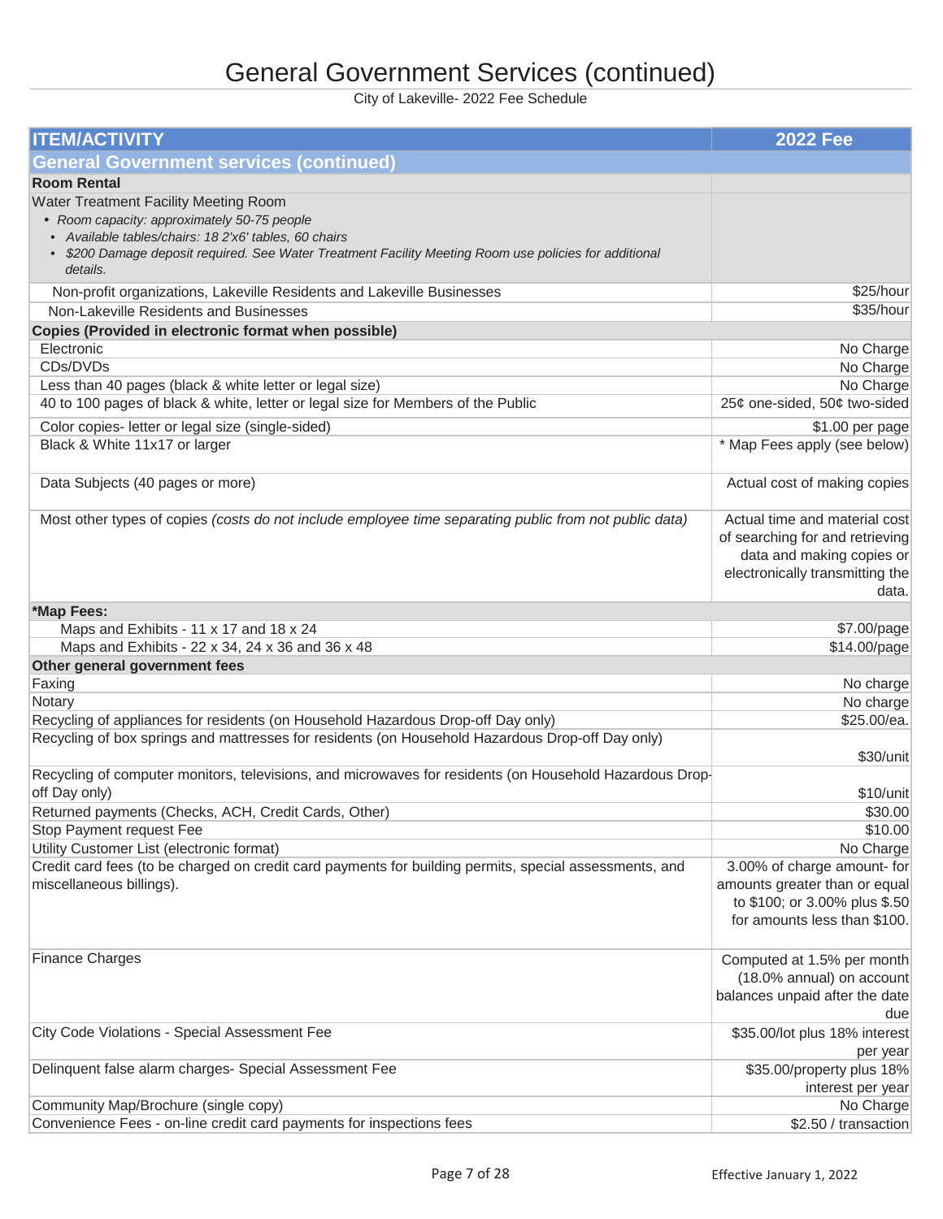# General Government Services (continued)

City of Lakeville- 2022 Fee Schedule

| ITEM/ACTIVITY | 2022 Fee |
|---|---|
| **General Government services (continued)** | |
| **Room Rental** | |
| Water Treatment Facility Meeting Room<br>• *Room capacity: approximately 50-75 people*<br>• *Available tables/chairs: 18 2'x6' tables, 60 chairs*<br>• *$200 Damage deposit required. See Water Treatment Facility Meeting Room use policies for additional details.* | |
| Non-profit organizations, Lakeville Residents and Lakeville Businesses | $25/hour |
| Non-Lakeville Residents and Businesses | $35/hour |
| **Copies (Provided in electronic format when possible)** | |
| Electronic | No Charge |
| CDs/DVDs | No Charge |
| Less than 40 pages (black & white letter or legal size) | No Charge |
| 40 to 100 pages of black & white, letter or legal size for Members of the Public | 25¢ one-sided, 50¢ two-sided |
| Color copies- letter or legal size (single-sided) | $1.00 per page |
| Black & White 11x17 or larger | * Map Fees apply (see below) |
| Data Subjects (40 pages or more) | Actual cost of making copies |
| Most other types of copies *(costs do not include employee time separating public from not public data)* | Actual time and material cost of searching for and retrieving data and making copies or electronically transmitting the data. |
| ***Map Fees:** | |
| Maps and Exhibits - 11 x 17 and 18 x 24 | $7.00/page |
| Maps and Exhibits - 22 x 34, 24 x 36 and 36 x 48 | $14.00/page |
| **Other general government fees** | |
| Faxing | No charge |
| Notary | No charge |
| Recycling of appliances for residents (on Household Hazardous Drop-off Day only) | $25.00/ea. |
| Recycling of box springs and mattresses for residents (on Household Hazardous Drop-off Day only) | $30/unit |
| Recycling of computer monitors, televisions, and microwaves for residents (on Household Hazardous Drop-off Day only) | $10/unit |
| Returned payments (Checks, ACH, Credit Cards, Other) | $30.00 |
| Stop Payment request Fee | $10.00 |
| Utility Customer List (electronic format) | No Charge |
| Credit card fees (to be charged on credit card payments for building permits, special assessments, and miscellaneous billings). | 3.00% of charge amount- for amounts greater than or equal to $100; or 3.00% plus $.50 for amounts less than $100. |
| Finance Charges | Computed at 1.5% per month (18.0% annual) on account balances unpaid after the date due |
| City Code Violations - Special Assessment Fee | $35.00/lot plus 18% interest per year |
| Delinquent false alarm charges- Special Assessment Fee | $35.00/property plus 18% interest per year |
| Community Map/Brochure (single copy) | No Charge |
| Convenience Fees - on-line credit card payments for inspections fees | $2.50 / transaction |

Effective January 1, 2022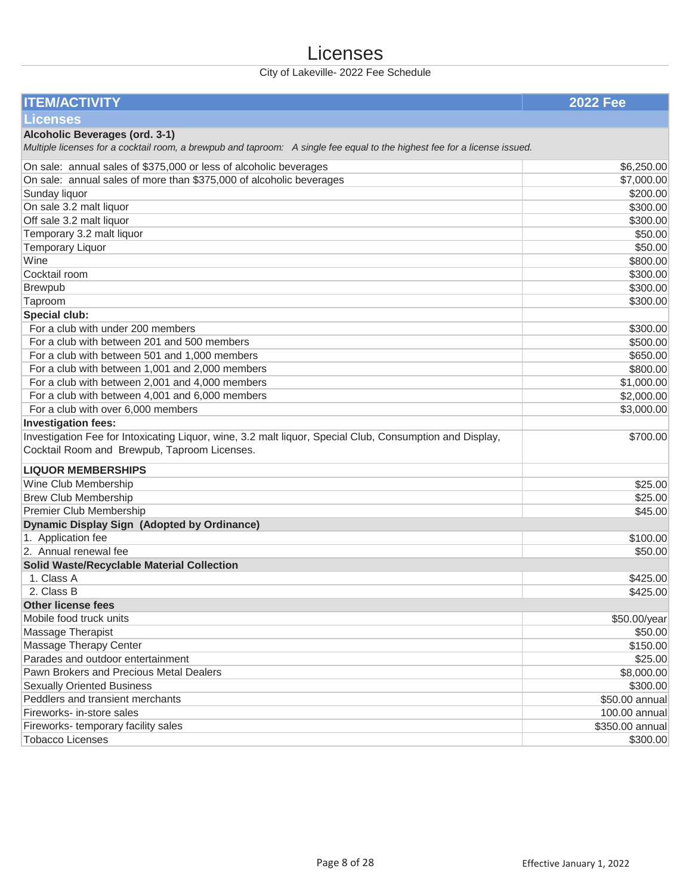# Licenses

City of Lakeville- 2022 Fee Schedule

| ITEM/ACTIVITY | 2022 Fee |
|---|---|
| **Licenses** | |
| **Alcoholic Beverages (ord. 3-1)**<br>*Multiple licenses for a cocktail room, a brewpub and taproom: A single fee equal to the highest fee for a license issued.* | |
| On sale: annual sales of $375,000 or less of alcoholic beverages | $6,250.00 |
| On sale: annual sales of more than $375,000 of alcoholic beverages | $7,000.00 |
| Sunday liquor | $200.00 |
| On sale 3.2 malt liquor | $300.00 |
| Off sale 3.2 malt liquor | $300.00 |
| Temporary 3.2 malt liquor | $50.00 |
| Temporary Liquor | $50.00 |
| Wine | $800.00 |
| Cocktail room | $300.00 |
| Brewpub | $300.00 |
| Taproom | $300.00 |
| **Special club:** | |
| For a club with under 200 members | $300.00 |
| For a club with between 201 and 500 members | $500.00 |
| For a club with between 501 and 1,000 members | $650.00 |
| For a club with between 1,001 and 2,000 members | $800.00 |
| For a club with between 2,001 and 4,000 members | $1,000.00 |
| For a club with between 4,001 and 6,000 members | $2,000.00 |
| For a club with over 6,000 members | $3,000.00 |
| **Investigation fees:** | |
| Investigation Fee for Intoxicating Liquor, wine, 3.2 malt liquor, Special Club, Consumption and Display, Cocktail Room and Brewpub, Taproom Licenses. | $700.00 |
| **LIQUOR MEMBERSHIPS** | |
| Wine Club Membership | $25.00 |
| Brew Club Membership | $25.00 |
| Premier Club Membership | $45.00 |
| **Dynamic Display Sign (Adopted by Ordinance)** | |
| 1. Application fee | $100.00 |
| 2. Annual renewal fee | $50.00 |
| **Solid Waste/Recyclable Material Collection** | |
| 1. Class A | $425.00 |
| 2. Class B | $425.00 |
| **Other license fees** | |
| Mobile food truck units | $50.00/year |
| Massage Therapist | $50.00 |
| Massage Therapy Center | $150.00 |
| Parades and outdoor entertainment | $25.00 |
| Pawn Brokers and Precious Metal Dealers | $8,000.00 |
| Sexually Oriented Business | $300.00 |
| Peddlers and transient merchants | $50.00 annual |
| Fireworks- in-store sales | 100.00 annual |
| Fireworks- temporary facility sales | $350.00 annual |
| Tobacco Licenses | $300.00 |

Effective January 1, 2022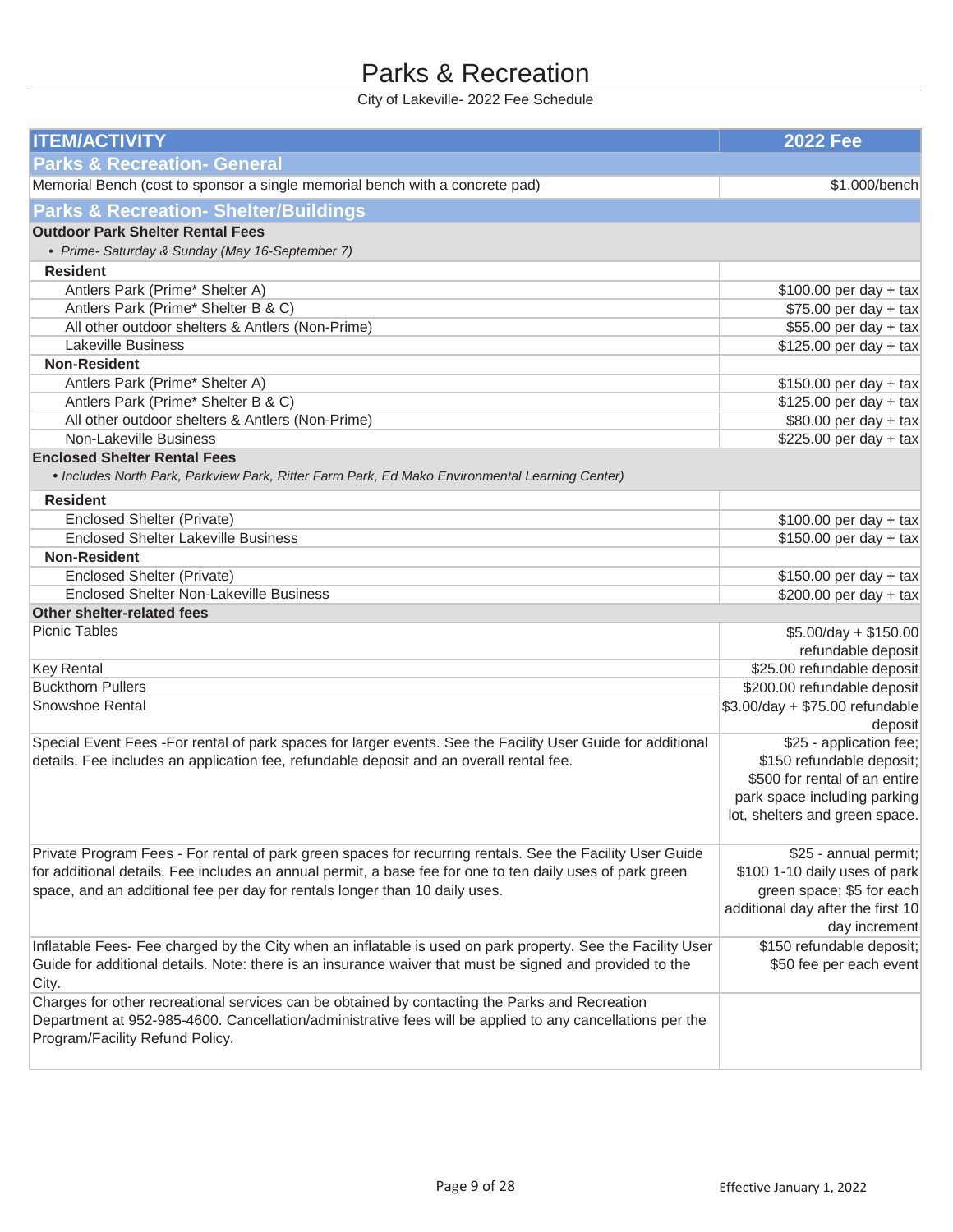# Parks & Recreation

City of Lakeville- 2022 Fee Schedule

| ITEM/ACTIVITY | 2022 Fee |
|---|---|
| **Parks & Recreation- General** | |
| Memorial Bench (cost to sponsor a single memorial bench with a concrete pad) | $1,000/bench |
| **Parks & Recreation- Shelter/Buildings** | |
| **Outdoor Park Shelter Rental Fees** | |
| • *Prime- Saturday & Sunday (May 16-September 7)* | |
| **Resident** | |
| Antlers Park (Prime* Shelter A) | $100.00 per day + tax |
| Antlers Park (Prime* Shelter B & C) | $75.00 per day + tax |
| All other outdoor shelters & Antlers (Non-Prime) | $55.00 per day + tax |
| Lakeville Business | $125.00 per day + tax |
| **Non-Resident** | |
| Antlers Park (Prime* Shelter A) | $150.00 per day + tax |
| Antlers Park (Prime* Shelter B & C) | $125.00 per day + tax |
| All other outdoor shelters & Antlers (Non-Prime) | $80.00 per day + tax |
| Non-Lakeville Business | $225.00 per day + tax |
| **Enclosed Shelter Rental Fees** | |
| • *Includes North Park, Parkview Park, Ritter Farm Park, Ed Mako Environmental Learning Center)* | |
| **Resident** | |
| Enclosed Shelter (Private) | $100.00 per day + tax |
| Enclosed Shelter Lakeville Business | $150.00 per day + tax |
| **Non-Resident** | |
| Enclosed Shelter (Private) | $150.00 per day + tax |
| Enclosed Shelter Non-Lakeville Business | $200.00 per day + tax |
| **Other shelter-related fees** | |
| Picnic Tables | $5.00/day + $150.00 refundable deposit |
| Key Rental | $25.00 refundable deposit |
| Buckthorn Pullers | $200.00 refundable deposit |
| Snowshoe Rental | $3.00/day + $75.00 refundable deposit |
| Special Event Fees -For rental of park spaces for larger events. See the Facility User Guide for additional details. Fee includes an application fee, refundable deposit and an overall rental fee. | $25 - application fee; $150 refundable deposit; $500 for rental of an entire park space including parking lot, shelters and green space. |
| Private Program Fees - For rental of park green spaces for recurring rentals. See the Facility User Guide for additional details. Fee includes an annual permit, a base fee for one to ten daily uses of park green space, and an additional fee per day for rentals longer than 10 daily uses. | $25 - annual permit; $100 1-10 daily uses of park green space; $5 for each additional day after the first 10 day increment |
| Inflatable Fees- Fee charged by the City when an inflatable is used on park property. See the Facility User Guide for additional details. Note: there is an insurance waiver that must be signed and provided to the City. | $150 refundable deposit; $50 fee per each event |
| Charges for other recreational services can be obtained by contacting the Parks and Recreation Department at 952-985-4600. Cancellation/administrative fees will be applied to any cancellations per the Program/Facility Refund Policy. | |

Effective January 1, 2022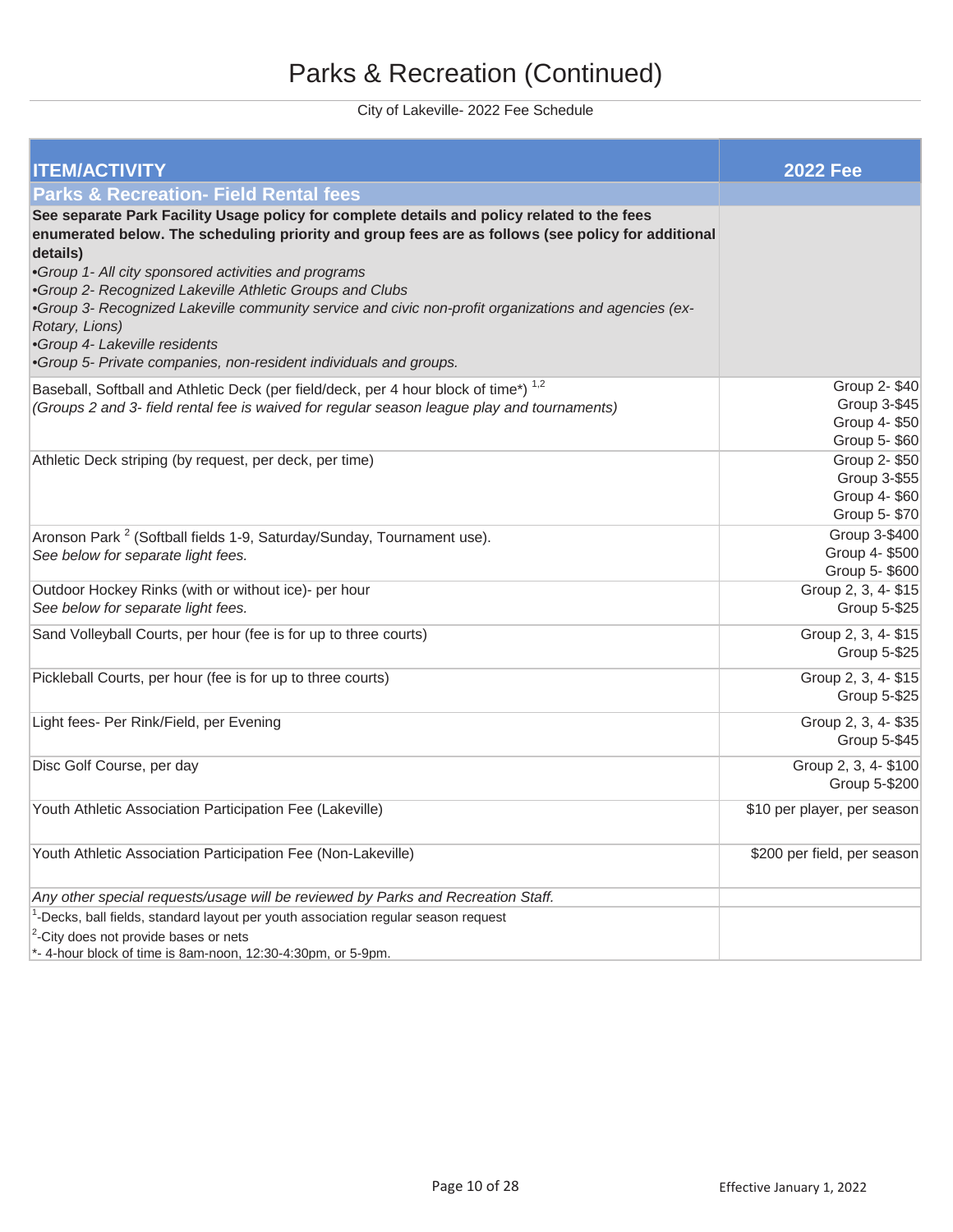# Parks & Recreation (Continued)

City of Lakeville- 2022 Fee Schedule

| ITEM/ACTIVITY | 2022 Fee |
|---|---|
| **Parks & Recreation- Field Rental fees** | |
| **See separate Park Facility Usage policy for complete details and policy related to the fees enumerated below. The scheduling priority and group fees are as follows (see policy for additional details)**<br>*•Group 1- All city sponsored activities and programs*<br>*•Group 2- Recognized Lakeville Athletic Groups and Clubs*<br>*•Group 3- Recognized Lakeville community service and civic non-profit organizations and agencies (ex- Rotary, Lions)*<br>*•Group 4- Lakeville residents*<br>*•Group 5- Private companies, non-resident individuals and groups.* | |
| Baseball, Softball and Athletic Deck (per field/deck, per 4 hour block of time*) [1,2]<br>*(Groups 2 and 3- field rental fee is waived for regular season league play and tournaments)* | Group 2- $40<br>Group 3-$45<br>Group 4- $50<br>Group 5- $60 |
| Athletic Deck striping (by request, per deck, per time) | Group 2- $50<br>Group 3-$55<br>Group 4- $60<br>Group 5- $70 |
| Aronson Park [2] (Softball fields 1-9, Saturday/Sunday, Tournament use).<br>*See below for separate light fees.* | Group 3-$400<br>Group 4- $500<br>Group 5- $600 |
| Outdoor Hockey Rinks (with or without ice)- per hour<br>*See below for separate light fees.* | Group 2, 3, 4- $15<br>Group 5-$25 |
| Sand Volleyball Courts, per hour (fee is for up to three courts) | Group 2, 3, 4- $15<br>Group 5-$25 |
| Pickleball Courts, per hour (fee is for up to three courts) | Group 2, 3, 4- $15<br>Group 5-$25 |
| Light fees- Per Rink/Field, per Evening | Group 2, 3, 4- $35<br>Group 5-$45 |
| Disc Golf Course, per day | Group 2, 3, 4- $100<br>Group 5-$200 |
| Youth Athletic Association Participation Fee (Lakeville) | $10 per player, per season |
| Youth Athletic Association Participation Fee (Non-Lakeville) | $200 per field, per season |
| *Any other special requests/usage will be reviewed by Parks and Recreation Staff.* | |
| [1]-Decks, ball fields, standard layout per youth association regular season request<br>[2]-City does not provide bases or nets<br>*- 4-hour block of time is 8am-noon, 12:30-4:30pm, or 5-9pm. | |

Effective January 1, 2022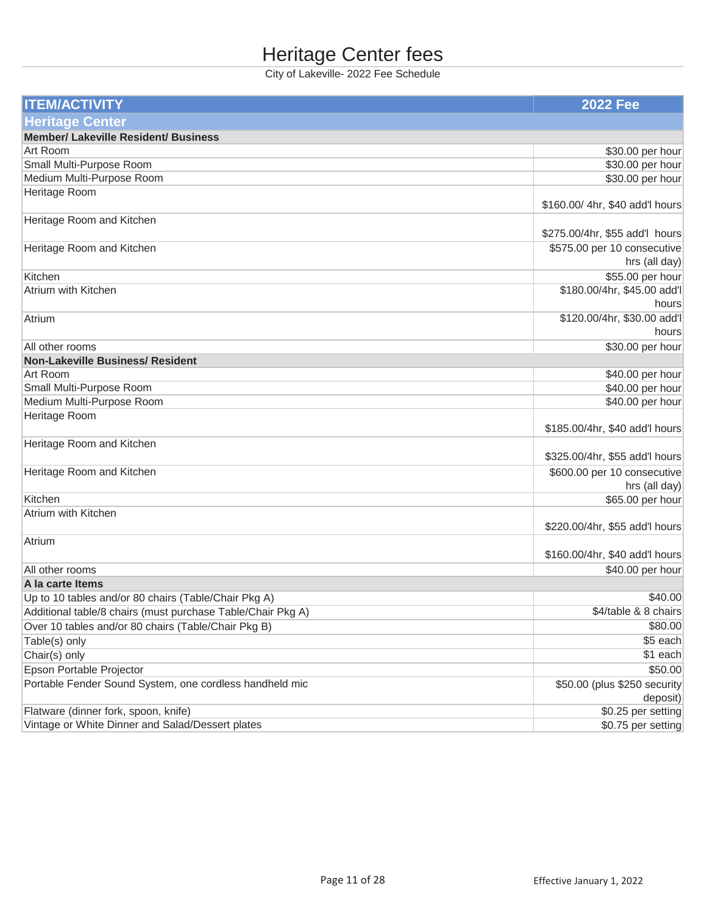# Heritage Center fees

City of Lakeville- 2022 Fee Schedule

| ITEM/ACTIVITY | 2022 Fee |
|---|---|
| **Heritage Center** | |
| **Member/ Lakeville Resident/ Business** | |
| Art Room | $30.00 per hour |
| Small Multi-Purpose Room | $30.00 per hour |
| Medium Multi-Purpose Room | $30.00 per hour |
| Heritage Room | $160.00/ 4hr, $40 add'l hours |
| Heritage Room and Kitchen | $275.00/4hr, $55 add'l hours |
| Heritage Room and Kitchen | $575.00 per 10 consecutive hrs (all day) |
| Kitchen | $55.00 per hour |
| Atrium with Kitchen | $180.00/4hr, $45.00 add'l hours |
| Atrium | $120.00/4hr, $30.00 add'l hours |
| All other rooms | $30.00 per hour |
| **Non-Lakeville Business/ Resident** | |
| Art Room | $40.00 per hour |
| Small Multi-Purpose Room | $40.00 per hour |
| Medium Multi-Purpose Room | $40.00 per hour |
| Heritage Room | $185.00/4hr, $40 add'l hours |
| Heritage Room and Kitchen | $325.00/4hr, $55 add'l hours |
| Heritage Room and Kitchen | $600.00 per 10 consecutive hrs (all day) |
| Kitchen | $65.00 per hour |
| Atrium with Kitchen | $220.00/4hr, $55 add'l hours |
| Atrium | $160.00/4hr, $40 add'l hours |
| All other rooms | $40.00 per hour |
| **A la carte Items** | |
| Up to 10 tables and/or 80 chairs (Table/Chair Pkg A) | $40.00 |
| Additional table/8 chairs (must purchase Table/Chair Pkg A) | $4/table & 8 chairs |
| Over 10 tables and/or 80 chairs (Table/Chair Pkg B) | $80.00 |
| Table(s) only | $5 each |
| Chair(s) only | $1 each |
| Epson Portable Projector | $50.00 |
| Portable Fender Sound System, one cordless handheld mic | $50.00 (plus $250 security deposit) |
| Flatware (dinner fork, spoon, knife) | $0.25 per setting |
| Vintage or White Dinner and Salad/Dessert plates | $0.75 per setting |

Effective January 1, 2022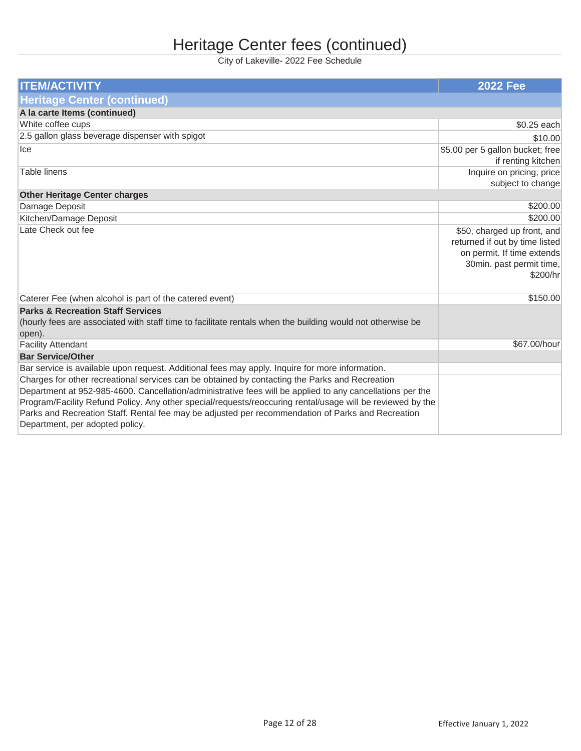# Heritage Center fees (continued)

City of Lakeville- 2022 Fee Schedule

| ITEM/ACTIVITY | 2022 Fee |
|---|---|
| **Heritage Center (continued)** | |
| **A la carte Items (continued)** | |
| White coffee cups | $0.25 each |
| 2.5 gallon glass beverage dispenser with spigot | $10.00 |
| Ice | $5.00 per 5 gallon bucket; free if renting kitchen |
| Table linens | Inquire on pricing, price subject to change |
| **Other Heritage Center charges** | |
| Damage Deposit | $200.00 |
| Kitchen/Damage Deposit | $200.00 |
| Late Check out fee | $50, charged up front, and returned if out by time listed on permit. If time extends 30min. past permit time, $200/hr |
| Caterer Fee (when alcohol is part of the catered event) | $150.00 |
| **Parks & Recreation Staff Services** (hourly fees are associated with staff time to facilitate rentals when the building would not otherwise be open). | |
| Facility Attendant | $67.00/hour |
| **Bar Service/Other** | |
| Bar service is available upon request. Additional fees may apply. Inquire for more information. | |
| Charges for other recreational services can be obtained by contacting the Parks and Recreation Department at 952-985-4600. Cancellation/administrative fees will be applied to any cancellations per the Program/Facility Refund Policy. Any other special/requests/reoccuring rental/usage will be reviewed by the Parks and Recreation Staff. Rental fee may be adjusted per recommendation of Parks and Recreation Department, per adopted policy. | |

Effective January 1, 2022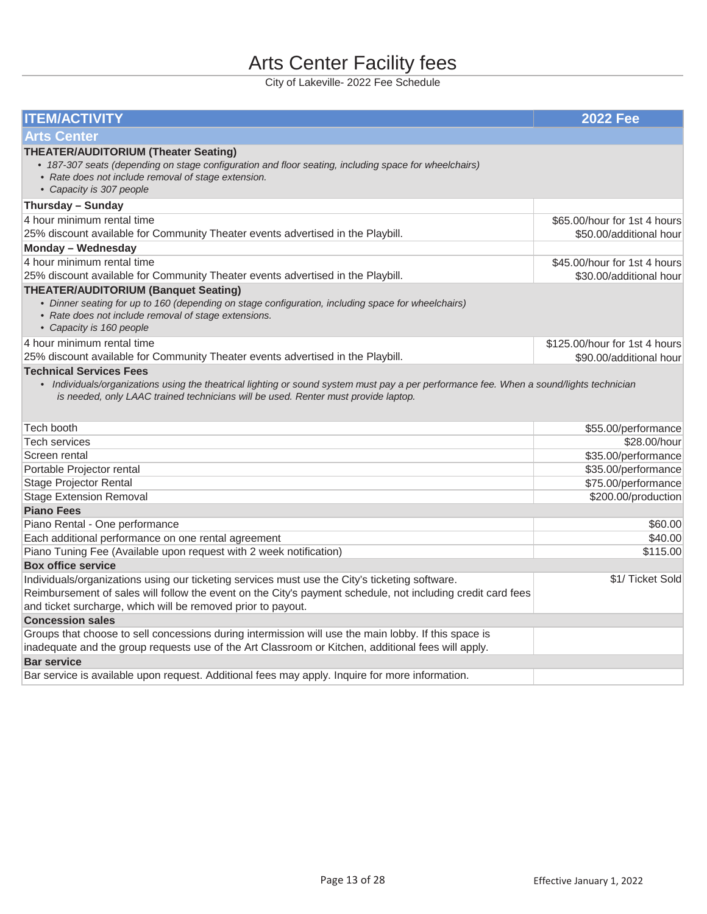# Arts Center Facility fees

City of Lakeville- 2022 Fee Schedule

| ITEM/ACTIVITY | 2022 Fee |
|---|---|
| **Arts Center** | |
| **THEATER/AUDITORIUM (Theater Seating)**<br>• *187-307 seats (depending on stage configuration and floor seating, including space for wheelchairs)*<br>• *Rate does not include removal of stage extension.*<br>• *Capacity is 307 people* | |
| **Thursday – Sunday** | |
| 4 hour minimum rental time<br>25% discount available for Community Theater events advertised in the Playbill. | $65.00/hour for 1st 4 hours<br>$50.00/additional hour |
| **Monday – Wednesday** | |
| 4 hour minimum rental time<br>25% discount available for Community Theater events advertised in the Playbill. | $45.00/hour for 1st 4 hours<br>$30.00/additional hour |
| **THEATER/AUDITORIUM (Banquet Seating)**<br>• *Dinner seating for up to 160 (depending on stage configuration, including space for wheelchairs)*<br>• *Rate does not include removal of stage extensions.*<br>• *Capacity is 160 people* | |
| 4 hour minimum rental time<br>25% discount available for Community Theater events advertised in the Playbill. | $125.00/hour for 1st 4 hours<br>$90.00/additional hour |
| **Technical Services Fees**<br>• *Individuals/organizations using the theatrical lighting or sound system must pay a per performance fee. When a sound/lights technician is needed, only LAAC trained technicians will be used. Renter must provide laptop.* | |
| Tech booth | $55.00/performance |
| Tech services | $28.00/hour |
| Screen rental | $35.00/performance |
| Portable Projector rental | $35.00/performance |
| Stage Projector Rental | $75.00/performance |
| Stage Extension Removal | $200.00/production |
| **Piano Fees** | |
| Piano Rental - One performance | $60.00 |
| Each additional performance on one rental agreement | $40.00 |
| Piano Tuning Fee (Available upon request with 2 week notification) | $115.00 |
| **Box office service** | |
| Individuals/organizations using our ticketing services must use the City's ticketing software. Reimbursement of sales will follow the event on the City's payment schedule, not including credit card fees and ticket surcharge, which will be removed prior to payout. | $1/ Ticket Sold |
| **Concession sales** | |
| Groups that choose to sell concessions during intermission will use the main lobby. If this space is inadequate and the group requests use of the Art Classroom or Kitchen, additional fees will apply. | |
| **Bar service** | |
| Bar service is available upon request. Additional fees may apply. Inquire for more information. | |

Effective January 1, 2022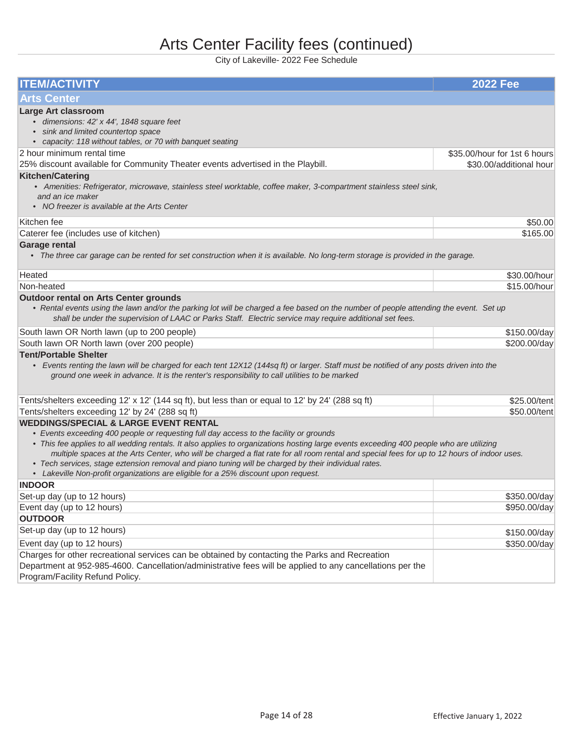# Arts Center Facility fees (continued)

City of Lakeville- 2022 Fee Schedule

| ITEM/ACTIVITY | 2022 Fee |
|---|---|
| **Arts Center** | |
| **Large Art classroom**<br>• *dimensions: 42' x 44', 1848 square feet*<br>• *sink and limited countertop space*<br>• *capacity: 118 without tables, or 70 with banquet seating* | |
| 2 hour minimum rental time<br>25% discount available for Community Theater events advertised in the Playbill. | $35.00/hour for 1st 6 hours<br>$30.00/additional hour |
| **Kitchen/Catering**<br>• *Amenities: Refrigerator, microwave, stainless steel worktable, coffee maker, 3-compartment stainless steel sink, and an ice maker*<br>• *NO freezer is available at the Arts Center* | |
| Kitchen fee | $50.00 |
| Caterer fee (includes use of kitchen) | $165.00 |
| **Garage rental**<br>• *The three car garage can be rented for set construction when it is available. No long-term storage is provided in the garage.* | |
| Heated | $30.00/hour |
| Non-heated | $15.00/hour |
| **Outdoor rental on Arts Center grounds**<br>• *Rental events using the lawn and/or the parking lot will be charged a fee based on the number of people attending the event. Set up shall be under the supervision of LAAC or Parks Staff. Electric service may require additional set fees.* | |
| South lawn OR North lawn (up to 200 people) | $150.00/day |
| South lawn OR North lawn (over 200 people) | $200.00/day |
| **Tent/Portable Shelter**<br>• *Events renting the lawn will be charged for each tent 12X12 (144sq ft) or larger. Staff must be notified of any posts driven into the ground one week in advance. It is the renter's responsibility to call utilities to be marked* | |
| Tents/shelters exceeding 12' x 12' (144 sq ft), but less than or equal to 12' by 24' (288 sq ft) | $25.00/tent |
| Tents/shelters exceeding 12' by 24' (288 sq ft) | $50.00/tent |
| **WEDDINGS/SPECIAL & LARGE EVENT RENTAL**<br>• *Events exceeding 400 people or requesting full day access to the facility or grounds*<br>• *This fee applies to all wedding rentals. It also applies to organizations hosting large events exceeding 400 people who are utilizing multiple spaces at the Arts Center, who will be charged a flat rate for all room rental and special fees for up to 12 hours of indoor uses.*<br>• *Tech services, stage eztension removal and piano tuning will be charged by their individual rates.*<br>• *Lakeville Non-profit organizations are eligible for a 25% discount upon request.* | |
| **INDOOR** | |
| Set-up day (up to 12 hours) | $350.00/day |
| Event day (up to 12 hours) | $950.00/day |
| **OUTDOOR** | |
| Set-up day (up to 12 hours) | $150.00/day |
| Event day (up to 12 hours) | $350.00/day |
| Charges for other recreational services can be obtained by contacting the Parks and Recreation Department at 952-985-4600. Cancellation/administrative fees will be applied to any cancellations per the Program/Facility Refund Policy. | |

Effective January 1, 2022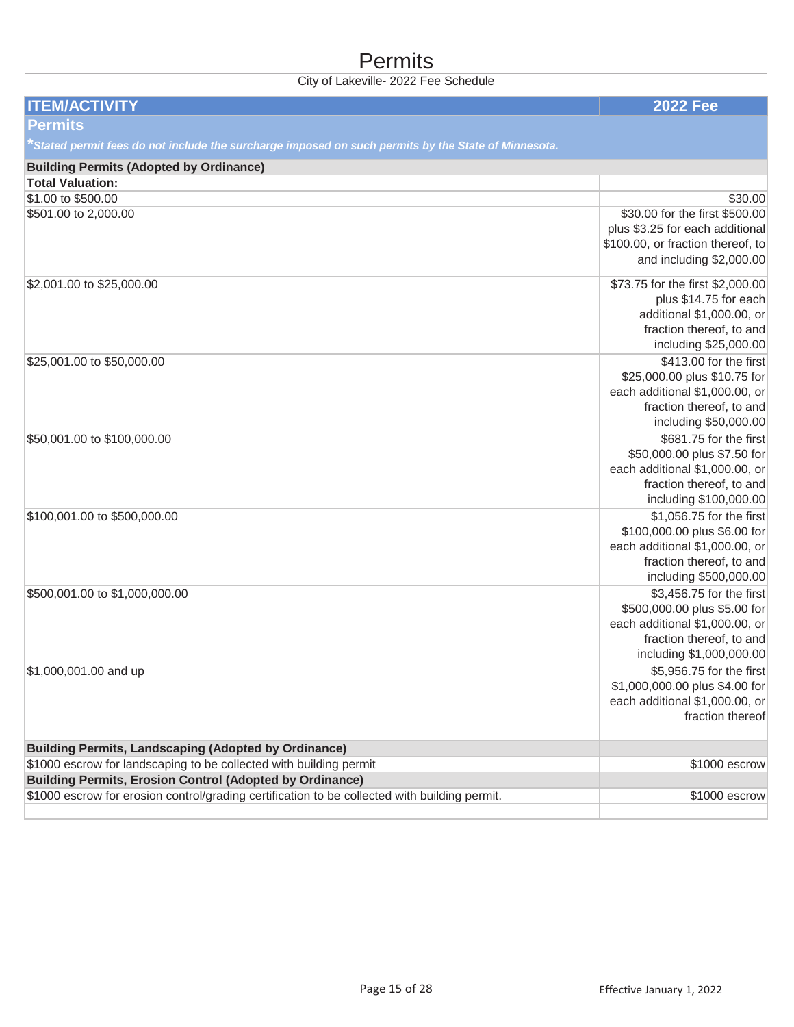# Permits

City of Lakeville- 2022 Fee Schedule

| ITEM/ACTIVITY | 2022 Fee |
|---|---|
| **Permits** | |
| ****Stated permit fees do not include the surcharge imposed on such permits by the State of Minnesota.*** | |
| **Building Permits (Adopted by Ordinance)** | |
| **Total Valuation:** | |
| $1.00 to $500.00 | $30.00 |
| $501.00 to 2,000.00 | $30.00 for the first $500.00 plus $3.25 for each additional $100.00, or fraction thereof, to and including $2,000.00 |
| $2,001.00 to $25,000.00 | $73.75 for the first $2,000.00 plus $14.75 for each additional $1,000.00, or fraction thereof, to and including $25,000.00 |
| $25,001.00 to $50,000.00 | $413.00 for the first $25,000.00 plus $10.75 for each additional $1,000.00, or fraction thereof, to and including $50,000.00 |
| $50,001.00 to $100,000.00 | $681.75 for the first $50,000.00 plus $7.50 for each additional $1,000.00, or fraction thereof, to and including $100,000.00 |
| $100,001.00 to $500,000.00 | $1,056.75 for the first $100,000.00 plus $6.00 for each additional $1,000.00, or fraction thereof, to and including $500,000.00 |
| $500,001.00 to $1,000,000.00 | $3,456.75 for the first $500,000.00 plus $5.00 for each additional $1,000.00, or fraction thereof, to and including $1,000,000.00 |
| $1,000,001.00 and up | $5,956.75 for the first $1,000,000.00 plus $4.00 for each additional $1,000.00, or fraction thereof |
| **Building Permits, Landscaping (Adopted by Ordinance)** | |
| $1000 escrow for landscaping to be collected with building permit | $1000 escrow |
| **Building Permits, Erosion Control (Adopted by Ordinance)** | |
| $1000 escrow for erosion control/grading certification to be collected with building permit. | $1000 escrow |

Effective January 1, 2022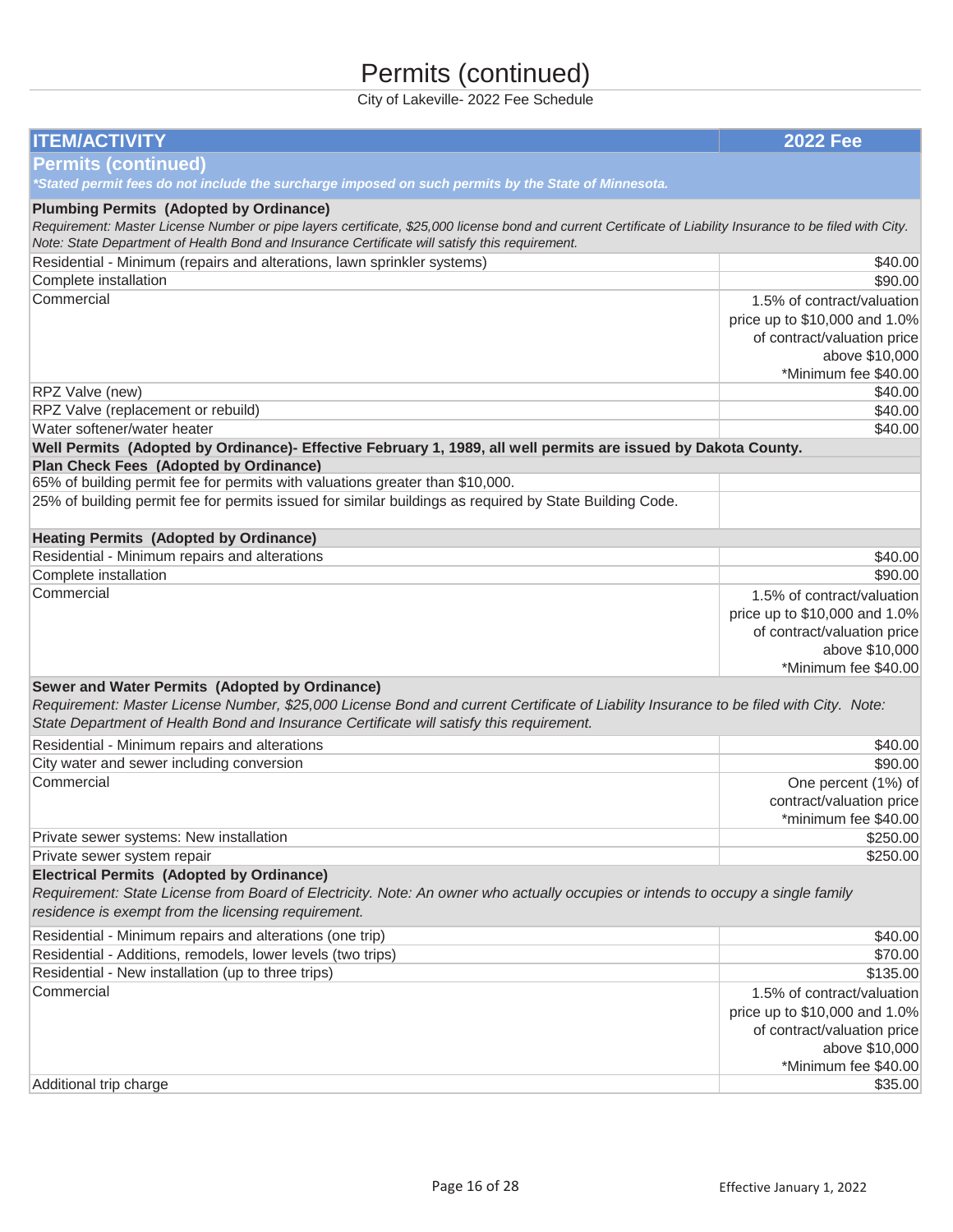# Permits (continued)

City of Lakeville- 2022 Fee Schedule

| ITEM/ACTIVITY | 2022 Fee |
|---|---|
| **Permits (continued)** | |
| *\*Stated permit fees do not include the surcharge imposed on such permits by the State of Minnesota.* | |
| **Plumbing Permits (Adopted by Ordinance)** *Requirement: Master License Number or pipe layers certificate, $25,000 license bond and current Certificate of Liability Insurance to be filed with City. Note: State Department of Health Bond and Insurance Certificate will satisfy this requirement.* | |
| Residential - Minimum (repairs and alterations, lawn sprinkler systems) | $40.00 |
| Complete installation | $90.00 |
| Commercial | 1.5% of contract/valuation price up to $10,000 and 1.0% of contract/valuation price above $10,000 *Minimum fee $40.00 |
| RPZ Valve (new) | $40.00 |
| RPZ Valve (replacement or rebuild) | $40.00 |
| Water softener/water heater | $40.00 |
| **Well Permits (Adopted by Ordinance)- Effective February 1, 1989, all well permits are issued by Dakota County.** | |
| **Plan Check Fees (Adopted by Ordinance)** | |
| 65% of building permit fee for permits with valuations greater than $10,000. | |
| 25% of building permit fee for permits issued for similar buildings as required by State Building Code. | |
| **Heating Permits (Adopted by Ordinance)** | |
| Residential - Minimum repairs and alterations | $40.00 |
| Complete installation | $90.00 |
| Commercial | 1.5% of contract/valuation price up to $10,000 and 1.0% of contract/valuation price above $10,000 *Minimum fee $40.00 |
| **Sewer and Water Permits (Adopted by Ordinance)** *Requirement: Master License Number, $25,000 License Bond and current Certificate of Liability Insurance to be filed with City. Note: State Department of Health Bond and Insurance Certificate will satisfy this requirement.* | |
| Residential - Minimum repairs and alterations | $40.00 |
| City water and sewer including conversion | $90.00 |
| Commercial | One percent (1%) of contract/valuation price *minimum fee $40.00 |
| Private sewer systems: New installation | $250.00 |
| Private sewer system repair | $250.00 |
| **Electrical Permits (Adopted by Ordinance)** *Requirement: State License from Board of Electricity. Note: An owner who actually occupies or intends to occupy a single family residence is exempt from the licensing requirement.* | |
| Residential - Minimum repairs and alterations (one trip) | $40.00 |
| Residential - Additions, remodels, lower levels (two trips) | $70.00 |
| Residential - New installation (up to three trips) | $135.00 |
| Commercial | 1.5% of contract/valuation price up to $10,000 and 1.0% of contract/valuation price above $10,000 *Minimum fee $40.00 |
| Additional trip charge | $35.00 |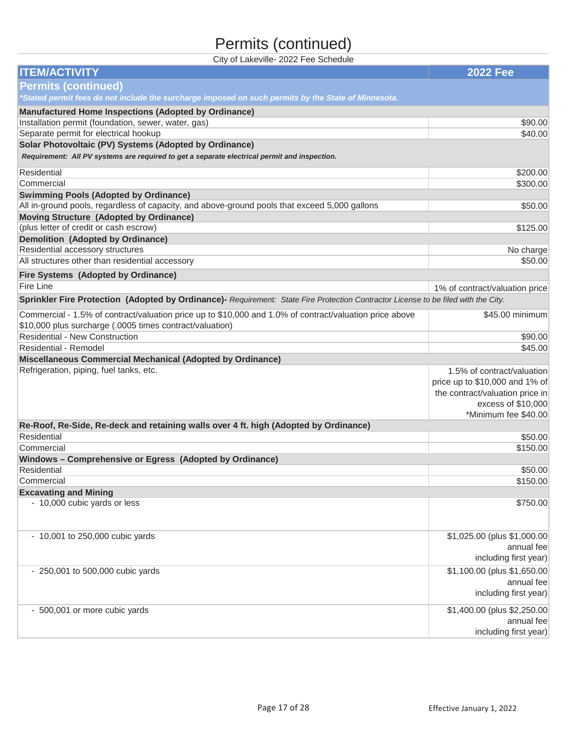# Permits (continued)

City of Lakeville- 2022 Fee Schedule

| ITEM/ACTIVITY | 2022 Fee |
|---|---|
| **Permits (continued)** | |
| ***Stated permit fees do not include the surcharge imposed on such permits by the State of Minnesota.*** | |
| **Manufactured Home Inspections (Adopted by Ordinance)** | |
| Installation permit (foundation, sewer, water, gas) | $90.00 |
| Separate permit for electrical hookup | $40.00 |
| **Solar Photovoltaic (PV) Systems (Adopted by Ordinance)** | |
| ***Requirement: All PV systems are required to get a separate electrical permit and inspection.*** | |
| Residential | $200.00 |
| Commercial | $300.00 |
| **Swimming Pools (Adopted by Ordinance)** | |
| All in-ground pools, regardless of capacity, and above-ground pools that exceed 5,000 gallons | $50.00 |
| **Moving Structure (Adopted by Ordinance)** | |
| (plus letter of credit or cash escrow) | $125.00 |
| **Demolition (Adopted by Ordinance)** | |
| Residential accessory structures | No charge |
| All structures other than residential accessory | $50.00 |
| **Fire Systems (Adopted by Ordinance)** | |
| Fire Line | 1% of contract/valuation price |
| **Sprinkler Fire Protection (Adopted by Ordinance)-** *Requirement: State Fire Protection Contractor License to be filed with the City.* | |
| Commercial - 1.5% of contract/valuation price up to $10,000 and 1.0% of contract/valuation price above $10,000 plus surcharge (.0005 times contract/valuation) | $45.00 minimum |
| Residential - New Construction | $90.00 |
| Residential - Remodel | $45.00 |
| **Miscellaneous Commercial Mechanical (Adopted by Ordinance)** | |
| Refrigeration, piping, fuel tanks, etc. | 1.5% of contract/valuation price up to $10,000 and 1% of the contract/valuation price in excess of $10,000 *Minimum fee $40.00 |
| **Re-Roof, Re-Side, Re-deck and retaining walls over 4 ft. high (Adopted by Ordinance)** | |
| Residential | $50.00 |
| Commercial | $150.00 |
| **Windows – Comprehensive or Egress (Adopted by Ordinance)** | |
| Residential | $50.00 |
| Commercial | $150.00 |
| **Excavating and Mining** | |
| - 10,000 cubic yards or less | $750.00 |
| - 10,001 to 250,000 cubic yards | $1,025.00 (plus $1,000.00 annual fee including first year) |
| - 250,001 to 500,000 cubic yards | $1,100.00 (plus $1,650.00 annual fee including first year) |
| - 500,001 or more cubic yards | $1,400.00 (plus $2,250.00 annual fee including first year) |

Effective January 1, 2022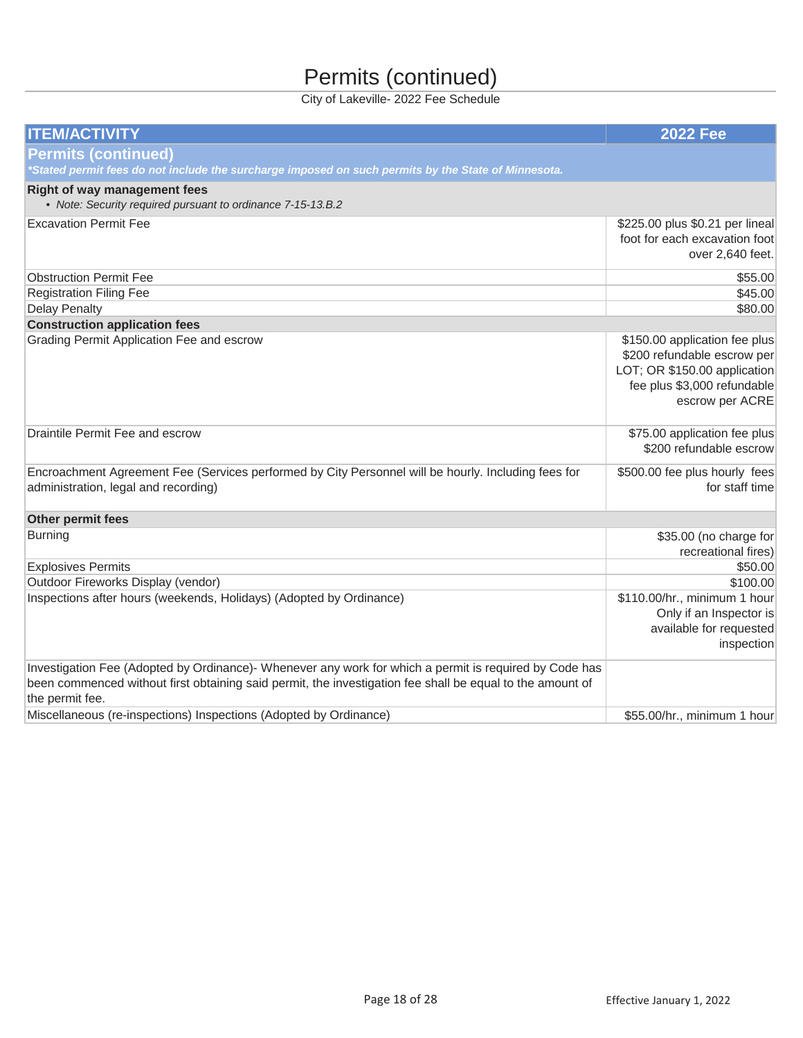# Permits (continued)

City of Lakeville- 2022 Fee Schedule

| ITEM/ACTIVITY | 2022 Fee |
| --- | --- |
| **Permits (continued)**<br>*\*Stated permit fees do not include the surcharge imposed on such permits by the State of Minnesota.* | |
| **Right of way management fees**<br>• *Note: Security required pursuant to ordinance 7-15-13.B.2* | |
| Excavation Permit Fee | $225.00 plus $0.21 per lineal foot for each excavation foot over 2,640 feet. |
| Obstruction Permit Fee | $55.00 |
| Registration Filing Fee | $45.00 |
| Delay Penalty | $80.00 |
| **Construction application fees** | |
| Grading Permit Application Fee and escrow | $150.00 application fee plus $200 refundable escrow per LOT; OR $150.00 application fee plus $3,000 refundable escrow per ACRE |
| Draintile Permit Fee and escrow | $75.00 application fee plus $200 refundable escrow |
| Encroachment Agreement Fee (Services performed by City Personnel will be hourly. Including fees for administration, legal and recording) | $500.00 fee plus hourly fees for staff time |
| **Other permit fees** | |
| Burning | $35.00 (no charge for recreational fires) |
| Explosives Permits | $50.00 |
| Outdoor Fireworks Display (vendor) | $100.00 |
| Inspections after hours (weekends, Holidays) (Adopted by Ordinance) | $110.00/hr., minimum 1 hour Only if an Inspector is available for requested inspection |
| Investigation Fee (Adopted by Ordinance)- Whenever any work for which a permit is required by Code has been commenced without first obtaining said permit, the investigation fee shall be equal to the amount of the permit fee. | |
| Miscellaneous (re-inspections) Inspections (Adopted by Ordinance) | $55.00/hr., minimum 1 hour |

Effective January 1, 2022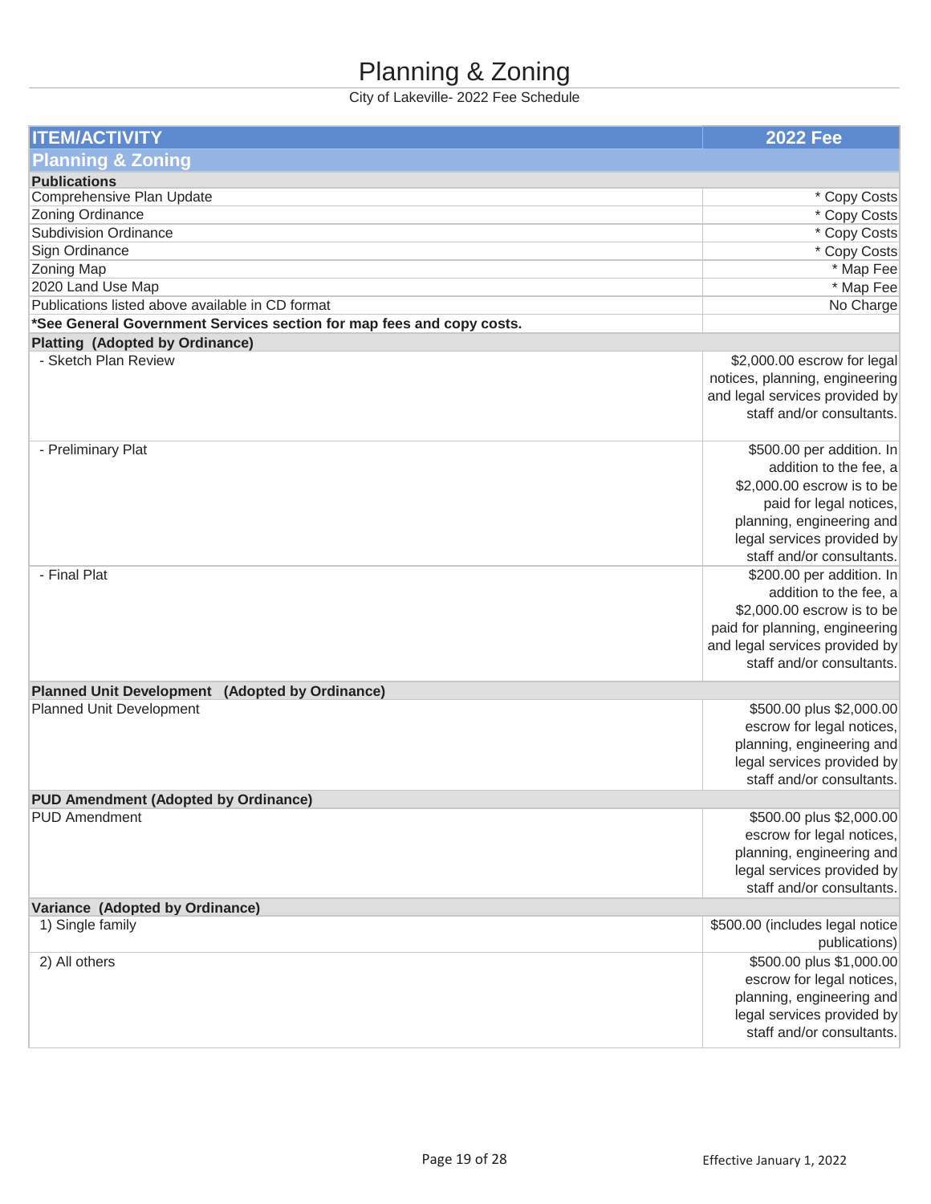# Planning & Zoning

City of Lakeville- 2022 Fee Schedule

| ITEM/ACTIVITY | 2022 Fee |
|---|---|
| **Planning & Zoning** | |
| **Publications** | |
| Comprehensive Plan Update | * Copy Costs |
| Zoning Ordinance | * Copy Costs |
| Subdivision Ordinance | * Copy Costs |
| Sign Ordinance | * Copy Costs |
| Zoning Map | * Map Fee |
| 2020 Land Use Map | * Map Fee |
| Publications listed above available in CD format | No Charge |
| ***See General Government Services section for map fees and copy costs.** | |
| **Platting (Adopted by Ordinance)** | |
| - Sketch Plan Review | $2,000.00 escrow for legal notices, planning, engineering and legal services provided by staff and/or consultants. |
| - Preliminary Plat | $500.00 per addition. In addition to the fee, a $2,000.00 escrow is to be paid for legal notices, planning, engineering and legal services provided by staff and/or consultants. |
| - Final Plat | $200.00 per addition. In addition to the fee, a $2,000.00 escrow is to be paid for planning, engineering and legal services provided by staff and/or consultants. |
| **Planned Unit Development (Adopted by Ordinance)** | |
| Planned Unit Development | $500.00 plus $2,000.00 escrow for legal notices, planning, engineering and legal services provided by staff and/or consultants. |
| **PUD Amendment (Adopted by Ordinance)** | |
| PUD Amendment | $500.00 plus $2,000.00 escrow for legal notices, planning, engineering and legal services provided by staff and/or consultants. |
| **Variance (Adopted by Ordinance)** | |
| 1) Single family | $500.00 (includes legal notice publications) |
| 2) All others | $500.00 plus $1,000.00 escrow for legal notices, planning, engineering and legal services provided by staff and/or consultants. |

Effective January 1, 2022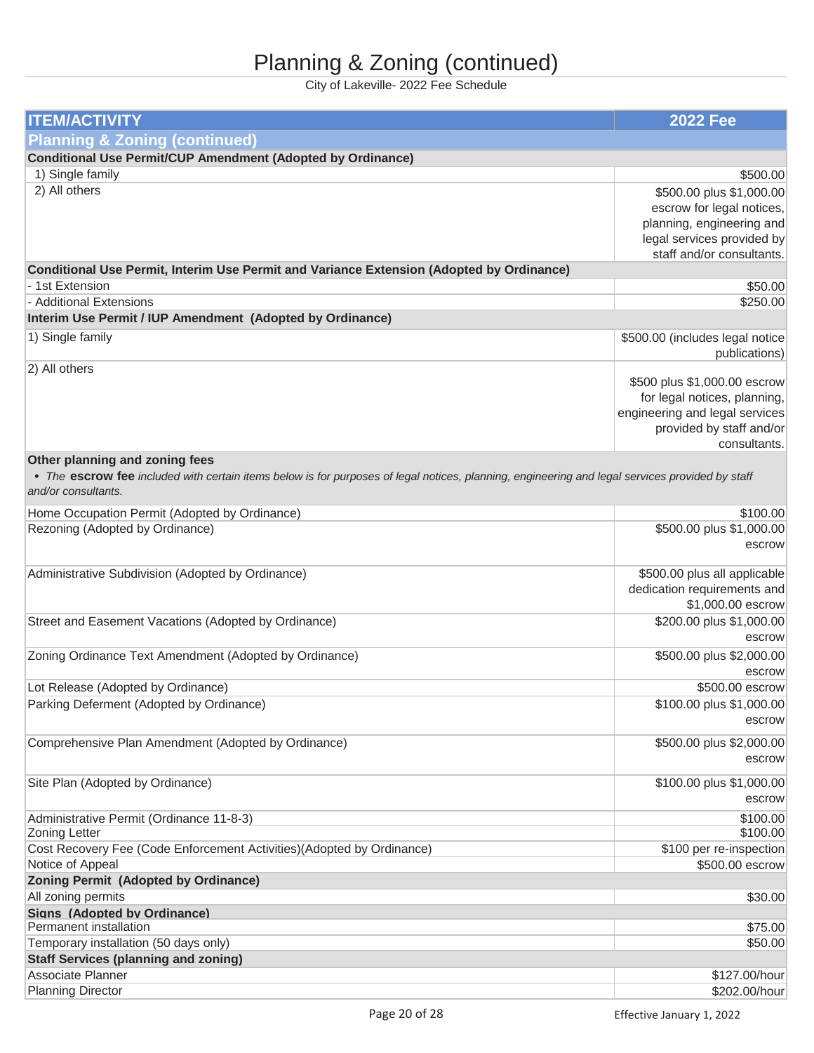# Planning & Zoning (continued)

City of Lakeville- 2022 Fee Schedule

| ITEM/ACTIVITY | 2022 Fee |
|---|---|
| **Planning & Zoning (continued)** | |
| **Conditional Use Permit/CUP Amendment (Adopted by Ordinance)** | |
| 1) Single family | $500.00 |
| 2) All others | $500.00 plus $1,000.00 escrow for legal notices, planning, engineering and legal services provided by staff and/or consultants. |
| **Conditional Use Permit, Interim Use Permit and Variance Extension (Adopted by Ordinance)** | |
| - 1st Extension | $50.00 |
| - Additional Extensions | $250.00 |
| **Interim Use Permit / IUP Amendment (Adopted by Ordinance)** | |
| 1) Single family | $500.00 (includes legal notice publications) |
| 2) All others | $500 plus $1,000.00 escrow for legal notices, planning, engineering and legal services provided by staff and/or consultants. |
| **Other planning and zoning fees** • *The* **escrow fee** *included with certain items below is for purposes of legal notices, planning, engineering and legal services provided by staff and/or consultants.* | |
| Home Occupation Permit (Adopted by Ordinance) | $100.00 |
| Rezoning (Adopted by Ordinance) | $500.00 plus $1,000.00 escrow |
| Administrative Subdivision (Adopted by Ordinance) | $500.00 plus all applicable dedication requirements and $1,000.00 escrow |
| Street and Easement Vacations (Adopted by Ordinance) | $200.00 plus $1,000.00 escrow |
| Zoning Ordinance Text Amendment (Adopted by Ordinance) | $500.00 plus $2,000.00 escrow |
| Lot Release (Adopted by Ordinance) | $500.00 escrow |
| Parking Deferment (Adopted by Ordinance) | $100.00 plus $1,000.00 escrow |
| Comprehensive Plan Amendment (Adopted by Ordinance) | $500.00 plus $2,000.00 escrow |
| Site Plan (Adopted by Ordinance) | $100.00 plus $1,000.00 escrow |
| Administrative Permit (Ordinance 11-8-3) | $100.00 |
| Zoning Letter | $100.00 |
| Cost Recovery Fee (Code Enforcement Activities)(Adopted by Ordinance) | $100 per re-inspection |
| Notice of Appeal | $500.00 escrow |
| **Zoning Permit (Adopted by Ordinance)** | |
| All zoning permits | $30.00 |
| **Signs (Adopted by Ordinance)** | |
| Permanent installation | $75.00 |
| Temporary installation (50 days only) | $50.00 |
| **Staff Services (planning and zoning)** | |
| Associate Planner | $127.00/hour |
| Planning Director | $202.00/hour |

Effective January 1, 2022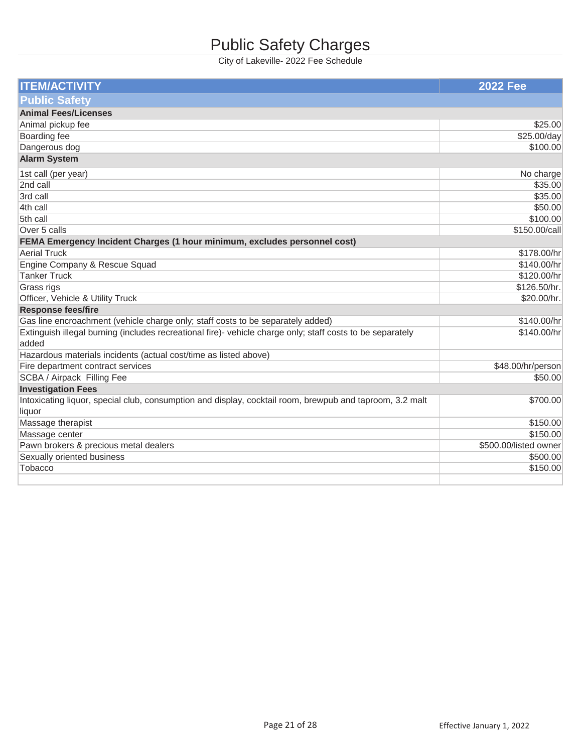# Public Safety Charges

City of Lakeville- 2022 Fee Schedule

| ITEM/ACTIVITY | 2022 Fee |
|---|---|
| **Public Safety** | |
| **Animal Fees/Licenses** | |
| Animal pickup fee | $25.00 |
| Boarding fee | $25.00/day |
| Dangerous dog | $100.00 |
| **Alarm System** | |
| 1st call (per year) | No charge |
| 2nd call | $35.00 |
| 3rd call | $35.00 |
| 4th call | $50.00 |
| 5th call | $100.00 |
| Over 5 calls | $150.00/call |
| **FEMA Emergency Incident Charges (1 hour minimum, excludes personnel cost)** | |
| Aerial Truck | $178.00/hr |
| Engine Company & Rescue Squad | $140.00/hr |
| Tanker Truck | $120.00/hr |
| Grass rigs | $126.50/hr. |
| Officer, Vehicle & Utility Truck | $20.00/hr. |
| **Response fees/fire** | |
| Gas line encroachment (vehicle charge only; staff costs to be separately added) | $140.00/hr |
| Extinguish illegal burning (includes recreational fire)- vehicle charge only; staff costs to be separately added | $140.00/hr |
| Hazardous materials incidents (actual cost/time as listed above) | |
| Fire department contract services | $48.00/hr/person |
| SCBA / Airpack Filling Fee | $50.00 |
| **Investigation Fees** | |
| Intoxicating liquor, special club, consumption and display, cocktail room, brewpub and taproom, 3.2 malt liquor | $700.00 |
| Massage therapist | $150.00 |
| Massage center | $150.00 |
| Pawn brokers & precious metal dealers | $500.00/listed owner |
| Sexually oriented business | $500.00 |
| Tobacco | $150.00 |

Effective January 1, 2022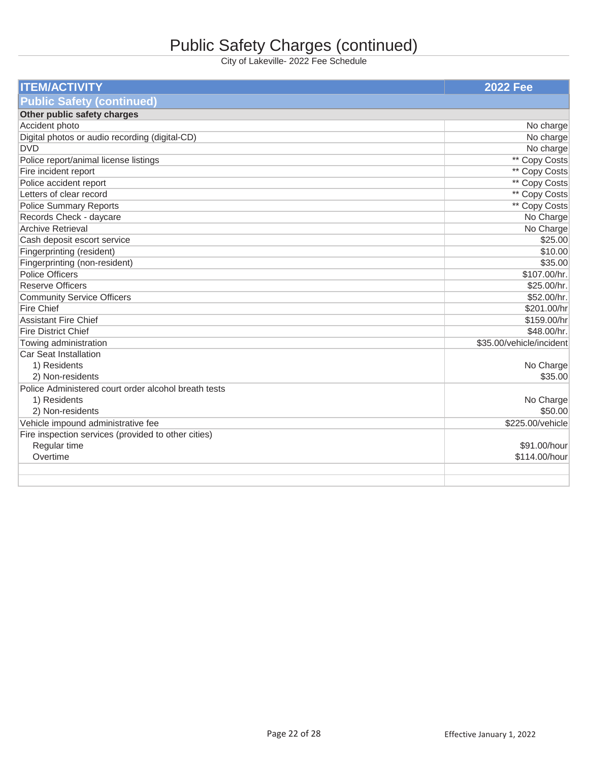# Public Safety Charges (continued)

City of Lakeville- 2022 Fee Schedule

| ITEM/ACTIVITY | 2022 Fee |
| --- | --- |
| **Public Safety (continued)** | |
| **Other public safety charges** | |
| Accident photo | No charge |
| Digital photos or audio recording (digital-CD) | No charge |
| DVD | No charge |
| Police report/animal license listings | ** Copy Costs |
| Fire incident report | ** Copy Costs |
| Police accident report | ** Copy Costs |
| Letters of clear record | ** Copy Costs |
| Police Summary Reports | ** Copy Costs |
| Records Check - daycare | No Charge |
| Archive Retrieval | No Charge |
| Cash deposit escort service | $25.00 |
| Fingerprinting (resident) | $10.00 |
| Fingerprinting (non-resident) | $35.00 |
| Police Officers | $107.00/hr. |
| Reserve Officers | $25.00/hr. |
| Community Service Officers | $52.00/hr. |
| Fire Chief | $201.00/hr |
| Assistant Fire Chief | $159.00/hr |
| Fire District Chief | $48.00/hr. |
| Towing administration | $35.00/vehicle/incident |
| Car Seat Installation | |
| 1) Residents | No Charge |
| 2) Non-residents | $35.00 |
| Police Administered court order alcohol breath tests | |
| 1) Residents | No Charge |
| 2) Non-residents | $50.00 |
| Vehicle impound administrative fee | $225.00/vehicle |
| Fire inspection services (provided to other cities) | |
| Regular time | $91.00/hour |
| Overtime | $114.00/hour |

Effective January 1, 2022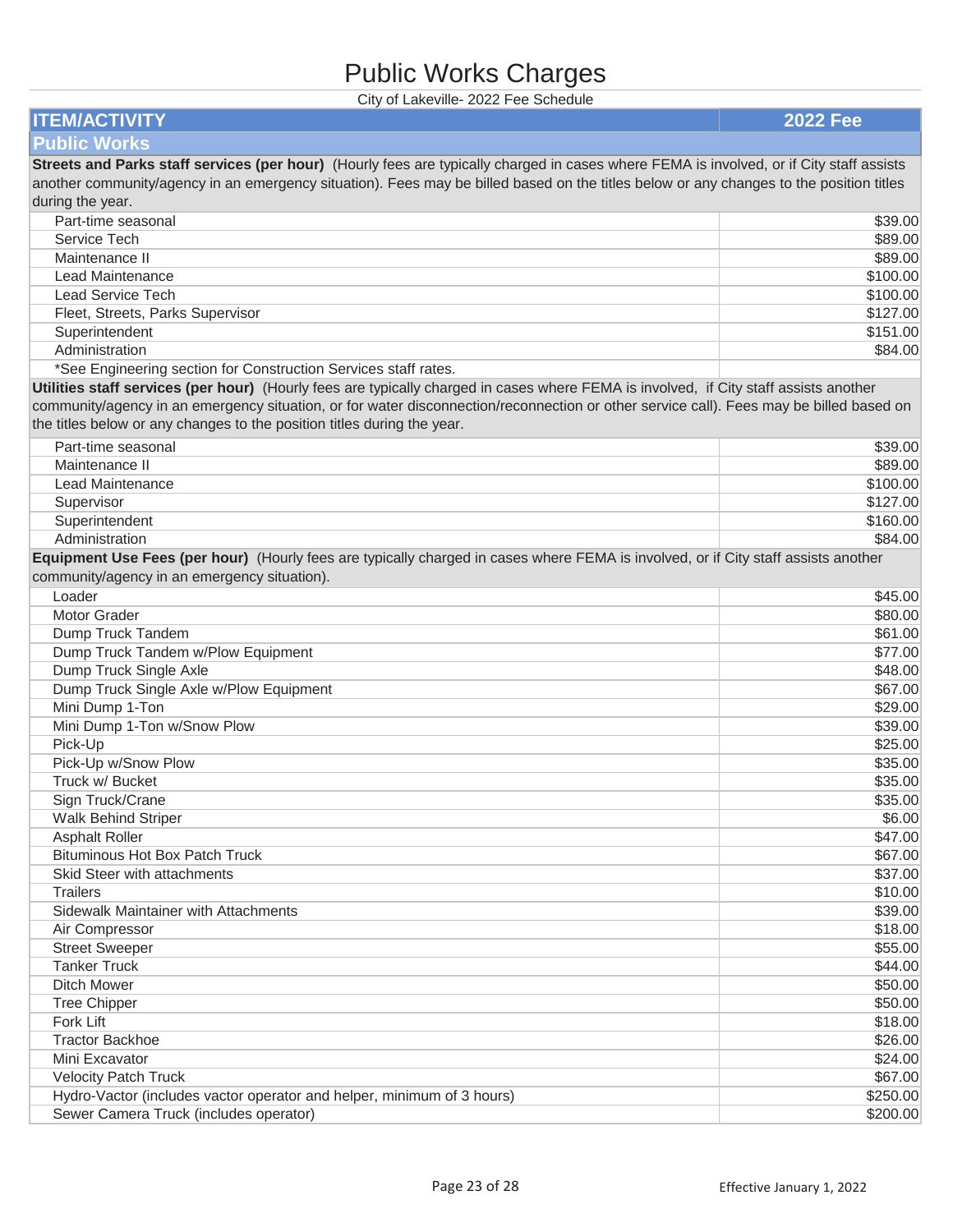# Public Works Charges

City of Lakeville- 2022 Fee Schedule

| ITEM/ACTIVITY | 2022 Fee |
| --- | --- |
| **Public Works** | |
| **Streets and Parks staff services (per hour)** (Hourly fees are typically charged in cases where FEMA is involved, or if City staff assists another community/agency in an emergency situation). Fees may be billed based on the titles below or any changes to the position titles during the year. | |
| Part-time seasonal | $39.00 |
| Service Tech | $89.00 |
| Maintenance II | $89.00 |
| Lead Maintenance | $100.00 |
| Lead Service Tech | $100.00 |
| Fleet, Streets, Parks Supervisor | $127.00 |
| Superintendent | $151.00 |
| Administration | $84.00 |
| *See Engineering section for Construction Services staff rates. | |
| **Utilities staff services (per hour)** (Hourly fees are typically charged in cases where FEMA is involved, if City staff assists another community/agency in an emergency situation, or for water disconnection/reconnection or other service call). Fees may be billed based on the titles below or any changes to the position titles during the year. | |
| Part-time seasonal | $39.00 |
| Maintenance II | $89.00 |
| Lead Maintenance | $100.00 |
| Supervisor | $127.00 |
| Superintendent | $160.00 |
| Administration | $84.00 |
| **Equipment Use Fees (per hour)** (Hourly fees are typically charged in cases where FEMA is involved, or if City staff assists another community/agency in an emergency situation). | |
| Loader | $45.00 |
| Motor Grader | $80.00 |
| Dump Truck Tandem | $61.00 |
| Dump Truck Tandem w/Plow Equipment | $77.00 |
| Dump Truck Single Axle | $48.00 |
| Dump Truck Single Axle w/Plow Equipment | $67.00 |
| Mini Dump 1-Ton | $29.00 |
| Mini Dump 1-Ton w/Snow Plow | $39.00 |
| Pick-Up | $25.00 |
| Pick-Up w/Snow Plow | $35.00 |
| Truck w/ Bucket | $35.00 |
| Sign Truck/Crane | $35.00 |
| Walk Behind Striper | $6.00 |
| Asphalt Roller | $47.00 |
| Bituminous Hot Box Patch Truck | $67.00 |
| Skid Steer with attachments | $37.00 |
| Trailers | $10.00 |
| Sidewalk Maintainer with Attachments | $39.00 |
| Air Compressor | $18.00 |
| Street Sweeper | $55.00 |
| Tanker Truck | $44.00 |
| Ditch Mower | $50.00 |
| Tree Chipper | $50.00 |
| Fork Lift | $18.00 |
| Tractor Backhoe | $26.00 |
| Mini Excavator | $24.00 |
| Velocity Patch Truck | $67.00 |
| Hydro-Vactor (includes vactor operator and helper, minimum of 3 hours) | $250.00 |
| Sewer Camera Truck (includes operator) | $200.00 |

Effective January 1, 2022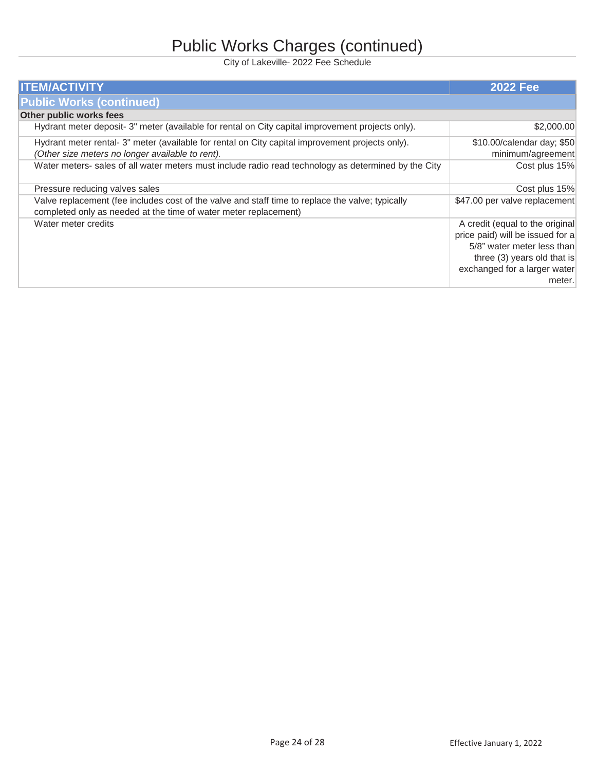# Public Works Charges (continued)

City of Lakeville- 2022 Fee Schedule

| ITEM/ACTIVITY | 2022 Fee |
| --- | --- |
| **Public Works (continued)** | |
| **Other public works fees** | |
| Hydrant meter deposit- 3" meter (available for rental on City capital improvement projects only). | $2,000.00 |
| Hydrant meter rental- 3" meter (available for rental on City capital improvement projects only). *(Other size meters no longer available to rent).* | $10.00/calendar day; $50 minimum/agreement |
| Water meters- sales of all water meters must include radio read technology as determined by the City | Cost plus 15% |
| Pressure reducing valves sales | Cost plus 15% |
| Valve replacement (fee includes cost of the valve and staff time to replace the valve; typically completed only as needed at the time of water meter replacement) | $47.00 per valve replacement |
| Water meter credits | A credit (equal to the original price paid) will be issued for a 5/8" water meter less than three (3) years old that is exchanged for a larger water meter. |

Effective January 1, 2022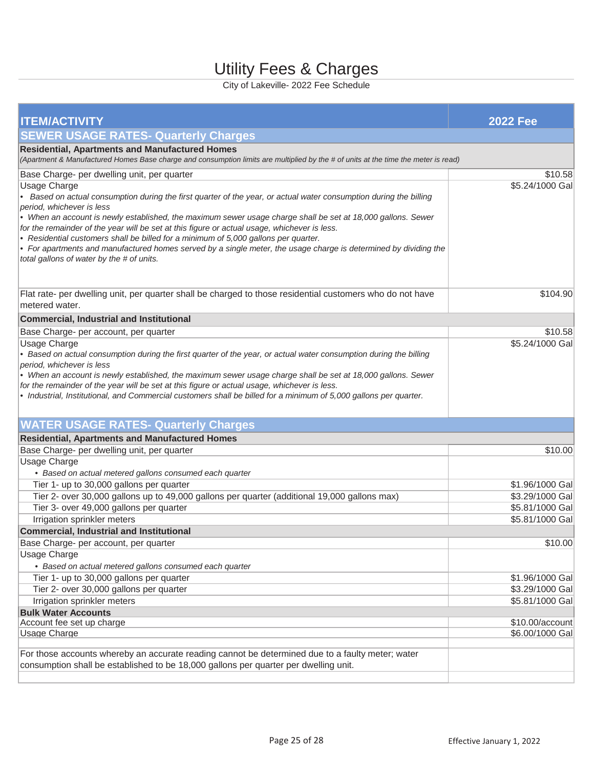# Utility Fees & Charges

City of Lakeville- 2022 Fee Schedule

| ITEM/ACTIVITY | 2022 Fee |
|---|---|
| **SEWER USAGE RATES- Quarterly Charges** | |
| **Residential, Apartments and Manufactured Homes** *(Apartment & Manufactured Homes Base charge and consumption limits are multiplied by the # of units at the time the meter is read)* | |
| Base Charge- per dwelling unit, per quarter | $10.58 |
| Usage Charge<br>• *Based on actual consumption during the first quarter of the year, or actual water consumption during the billing period, whichever is less*<br>• *When an account is newly established, the maximum sewer usage charge shall be set at 18,000 gallons. Sewer for the remainder of the year will be set at this figure or actual usage, whichever is less.*<br>• *Residential customers shall be billed for a minimum of 5,000 gallons per quarter.*<br>• *For apartments and manufactured homes served by a single meter, the usage charge is determined by dividing the total gallons of water by the # of units.* | $5.24/1000 Gal |
| Flat rate- per dwelling unit, per quarter shall be charged to those residential customers who do not have metered water. | $104.90 |
| **Commercial, Industrial and Institutional** | |
| Base Charge- per account, per quarter | $10.58 |
| Usage Charge<br>• *Based on actual consumption during the first quarter of the year, or actual water consumption during the billing period, whichever is less*<br>• *When an account is newly established, the maximum sewer usage charge shall be set at 18,000 gallons. Sewer for the remainder of the year will be set at this figure or actual usage, whichever is less.*<br>• *Industrial, Institutional, and Commercial customers shall be billed for a minimum of 5,000 gallons per quarter.* | $5.24/1000 Gal |
| **WATER USAGE RATES- Quarterly Charges** | |
| **Residential, Apartments and Manufactured Homes** | |
| Base Charge- per dwelling unit, per quarter | $10.00 |
| Usage Charge<br>• *Based on actual metered gallons consumed each quarter* | |
| Tier 1- up to 30,000 gallons per quarter | $1.96/1000 Gal |
| Tier 2- over 30,000 gallons up to 49,000 gallons per quarter (additional 19,000 gallons max) | $3.29/1000 Gal |
| Tier 3- over 49,000 gallons per quarter | $5.81/1000 Gal |
| Irrigation sprinkler meters | $5.81/1000 Gal |
| **Commercial, Industrial and Institutional** | |
| Base Charge- per account, per quarter | $10.00 |
| Usage Charge<br>• *Based on actual metered gallons consumed each quarter* | |
| Tier 1- up to 30,000 gallons per quarter | $1.96/1000 Gal |
| Tier 2- over 30,000 gallons per quarter | $3.29/1000 Gal |
| Irrigation sprinkler meters | $5.81/1000 Gal |
| **Bulk Water Accounts** | |
| Account fee set up charge | $10.00/account |
| Usage Charge | $6.00/1000 Gal |
| For those accounts whereby an accurate reading cannot be determined due to a faulty meter; water consumption shall be established to be 18,000 gallons per quarter per dwelling unit. | |

Effective January 1, 2022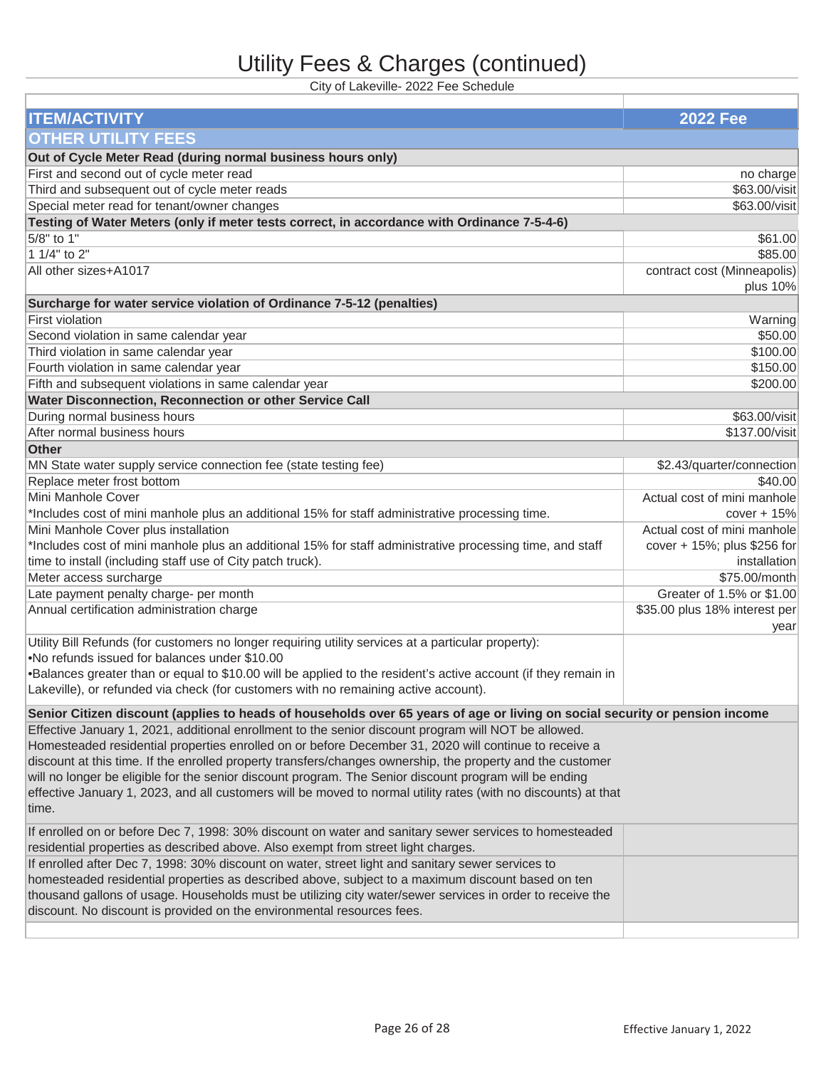# Utility Fees & Charges (continued)

City of Lakeville- 2022 Fee Schedule

| ITEM/ACTIVITY | 2022 Fee |
|---|---|
| **OTHER UTILITY FEES** | |
| **Out of Cycle Meter Read (during normal business hours only)** | |
| First and second out of cycle meter read | no charge |
| Third and subsequent out of cycle meter reads | $63.00/visit |
| Special meter read for tenant/owner changes | $63.00/visit |
| **Testing of Water Meters (only if meter tests correct, in accordance with Ordinance 7-5-4-6)** | |
| 5/8" to 1" | $61.00 |
| 1 1/4" to 2" | $85.00 |
| All other sizes+A1017 | contract cost (Minneapolis) plus 10% |
| **Surcharge for water service violation of Ordinance 7-5-12 (penalties)** | |
| First violation | Warning |
| Second violation in same calendar year | $50.00 |
| Third violation in same calendar year | $100.00 |
| Fourth violation in same calendar year | $150.00 |
| Fifth and subsequent violations in same calendar year | $200.00 |
| **Water Disconnection, Reconnection or other Service Call** | |
| During normal business hours | $63.00/visit |
| After normal business hours | $137.00/visit |
| **Other** | |
| MN State water supply service connection fee (state testing fee) | $2.43/quarter/connection |
| Replace meter frost bottom | $40.00 |
| Mini Manhole Cover<br>*Includes cost of mini manhole plus an additional 15% for staff administrative processing time. | Actual cost of mini manhole cover + 15% |
| Mini Manhole Cover plus installation<br>*Includes cost of mini manhole plus an additional 15% for staff administrative processing time, and staff time to install (including staff use of City patch truck). | Actual cost of mini manhole cover + 15%; plus $256 for installation |
| Meter access surcharge | $75.00/month |
| Late payment penalty charge- per month | Greater of 1.5% or $1.00 |
| Annual certification administration charge | $35.00 plus 18% interest per year |
| Utility Bill Refunds (for customers no longer requiring utility services at a particular property):<br>•No refunds issued for balances under $10.00<br>•Balances greater than or equal to $10.00 will be applied to the resident's active account (if they remain in Lakeville), or refunded via check (for customers with no remaining active account). | |
| **Senior Citizen discount (applies to heads of households over 65 years of age or living on social security or pension income** | |
| Effective January 1, 2021, additional enrollment to the senior discount program will NOT be allowed. Homesteaded residential properties enrolled on or before December 31, 2020 will continue to receive a discount at this time. If the enrolled property transfers/changes ownership, the property and the customer will no longer be eligible for the senior discount program. The Senior discount program will be ending effective January 1, 2023, and all customers will be moved to normal utility rates (with no discounts) at that time. | |
| If enrolled on or before Dec 7, 1998: 30% discount on water and sanitary sewer services to homesteaded residential properties as described above. Also exempt from street light charges. | |
| If enrolled after Dec 7, 1998: 30% discount on water, street light and sanitary sewer services to homesteaded residential properties as described above, subject to a maximum discount based on ten thousand gallons of usage. Households must be utilizing city water/sewer services in order to receive the discount. No discount is provided on the environmental resources fees. | |

Effective January 1, 2022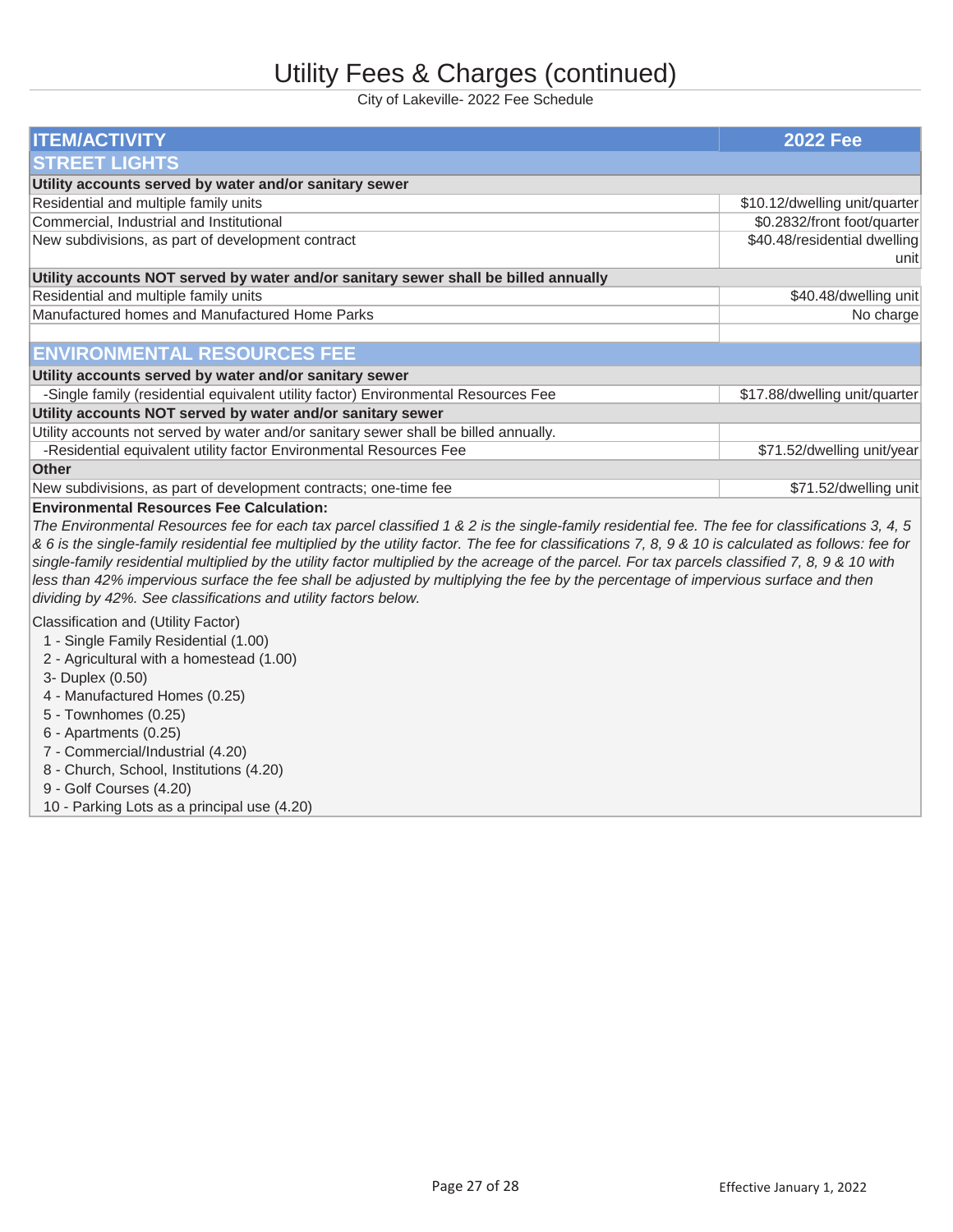# Utility Fees & Charges (continued)

City of Lakeville- 2022 Fee Schedule

| ITEM/ACTIVITY | 2022 Fee |
|---|---|
| **STREET LIGHTS** | |
| **Utility accounts served by water and/or sanitary sewer** | |
| Residential and multiple family units | $10.12/dwelling unit/quarter |
| Commercial, Industrial and Institutional | $0.2832/front foot/quarter |
| New subdivisions, as part of development contract | $40.48/residential dwelling unit |
| **Utility accounts NOT served by water and/or sanitary sewer shall be billed annually** | |
| Residential and multiple family units | $40.48/dwelling unit |
| Manufactured homes and Manufactured Home Parks | No charge |
| | |
| **ENVIRONMENTAL RESOURCES FEE** | |
| **Utility accounts served by water and/or sanitary sewer** | |
| -Single family (residential equivalent utility factor) Environmental Resources Fee | $17.88/dwelling unit/quarter |
| **Utility accounts NOT served by water and/or sanitary sewer** | |
| Utility accounts not served by water and/or sanitary sewer shall be billed annually. | |
| -Residential equivalent utility factor Environmental Resources Fee | $71.52/dwelling unit/year |
| **Other** | |
| New subdivisions, as part of development contracts; one-time fee | $71.52/dwelling unit |

**Environmental Resources Fee Calculation:**

*The Environmental Resources fee for each tax parcel classified 1 & 2 is the single-family residential fee. The fee for classifications 3, 4, 5 & 6 is the single-family residential fee multiplied by the utility factor. The fee for classifications 7, 8, 9 & 10 is calculated as follows: fee for single-family residential multiplied by the utility factor multiplied by the acreage of the parcel. For tax parcels classified 7, 8, 9 & 10 with less than 42% impervious surface the fee shall be adjusted by multiplying the fee by the percentage of impervious surface and then dividing by 42%. See classifications and utility factors below.*

Classification and (Utility Factor)

- 1 - Single Family Residential (1.00)
- 2 - Agricultural with a homestead (1.00)
- 3- Duplex (0.50)
- 4 - Manufactured Homes (0.25)
- 5 - Townhomes (0.25)
- 6 - Apartments (0.25)
- 7 - Commercial/Industrial (4.20)
- 8 - Church, School, Institutions (4.20)
- 9 - Golf Courses (4.20)
- 10 - Parking Lots as a principal use (4.20)

Effective January 1, 2022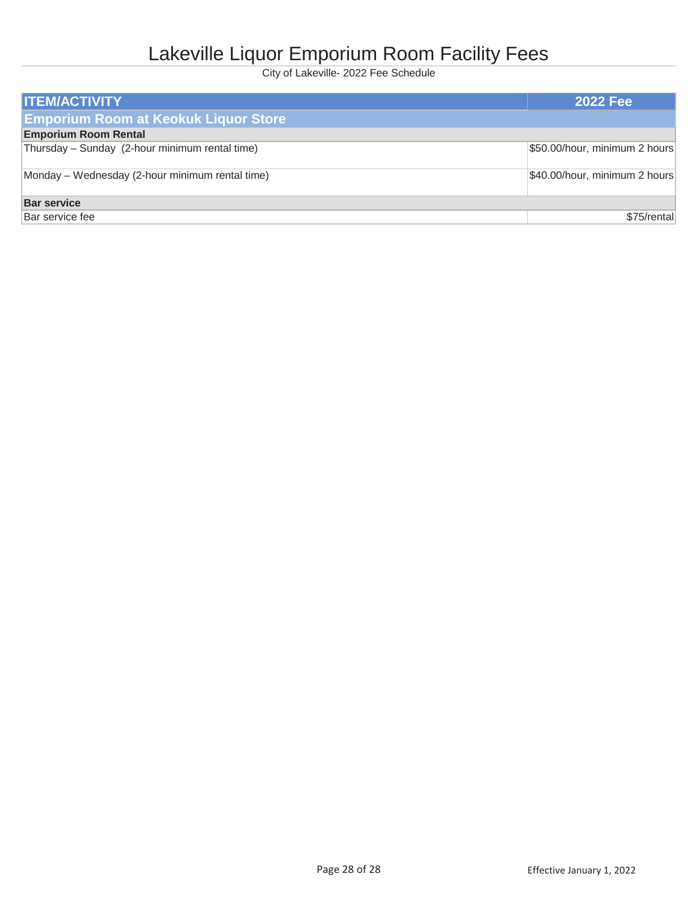# Lakeville Liquor Emporium Room Facility Fees

City of Lakeville- 2022 Fee Schedule

| ITEM/ACTIVITY | 2022 Fee |
|---|---|
| **Emporium Room at Keokuk Liquor Store** | |
| **Emporium Room Rental** | |
| Thursday – Sunday (2-hour minimum rental time) | $50.00/hour, minimum 2 hours |
| Monday – Wednesday (2-hour minimum rental time) | $40.00/hour, minimum 2 hours |
| **Bar service** | |
| Bar service fee | $75/rental |

Effective January 1, 2022